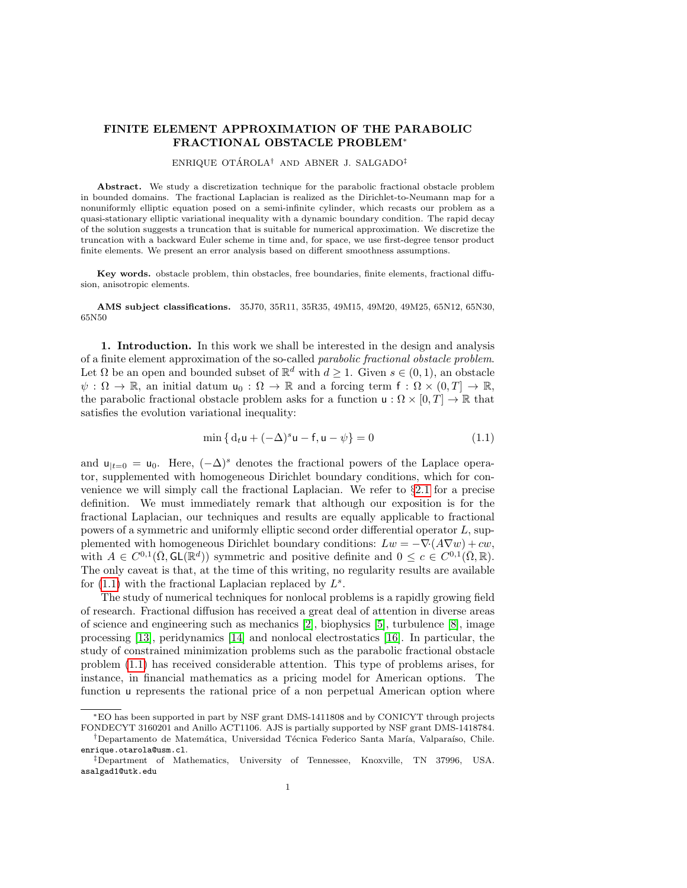# FINITE ELEMENT APPROXIMATION OF THE PARABOLIC FRACTIONAL OBSTACLE PROBLEM*

ENRIQUE OTÁROLA[†] AND ABNER J. SALGADO[‡]

**Abstract.** We study a discretization technique for the parabolic fractional obstacle problem in bounded domains. The fractional Laplacian is realized as the Dirichlet-to-Neumann map for a nonuniformly elliptic equation posed on a semi-infinite cylinder, which recasts our problem as a quasi-stationary elliptic variational inequality with a dynamic boundary condition. The rapid decay of the solution suggests a truncation that is suitable for numerical approximation. We discretize the truncation with a backward Euler scheme in time and, for space, we use first-degree tensor product finite elements. We present an error analysis based on different smoothness assumptions.

**Key words.** obstacle problem, thin obstacles, free boundaries, finite elements, fractional diffusion, anisotropic elements.

**AMS subject classifications.** 35J70, 35R11, 35R35, 49M15, 49M20, 49M25, 65N12, 65N30, 65N50

## 1. Introduction.

In this work we shall be interested in the design and analysis of a finite element approximation of the so-called *parabolic fractional obstacle problem*. Let $\Omega$ be an open and bounded subset of $\mathbb{R}^d$ with $d \geq 1$. Given $s \in (0,1)$, an obstacle $\psi : \Omega \to \mathbb{R}$, an initial datum $\mathsf{u}_0 : \Omega \to \mathbb{R}$ and a forcing term $\mathsf{f} : \Omega \times (0,T] \to \mathbb{R}$, the parabolic fractional obstacle problem asks for a function $\mathsf{u} : \Omega \times [0,T] \to \mathbb{R}$ that satisfies the evolution variational inequality:

$$\min \{ \mathrm{d}_t \mathsf{u} + (-\Delta)^s \mathsf{u} - \mathsf{f}, \mathsf{u} - \psi \} = 0 \tag{1.1}$$

and $\mathsf{u}_{|t=0} = \mathsf{u}_0$. Here, $(-\Delta)^s$ denotes the fractional powers of the Laplace operator, supplemented with homogeneous Dirichlet boundary conditions, which for convenience we will simply call the fractional Laplacian. We refer to §2.1 for a precise definition. We must immediately remark that although our exposition is for the fractional Laplacian, our techniques and results are equally applicable to fractional powers of a symmetric and uniformly elliptic second order differential operator $L$, supplemented with homogeneous Dirichlet boundary conditions: $Lw = -\nabla \cdot (A \nabla w) + cw$, with $A \in C^{0,1}(\bar{\Omega}, \mathsf{GL}(\mathbb{R}^d))$ symmetric and positive definite and $0 \leq c \in C^{0,1}(\bar{\Omega}, \mathbb{R})$. The only caveat is that, at the time of this writing, no regularity results are available for (1.1) with the fractional Laplacian replaced by $L^s$.

The study of numerical techniques for nonlocal problems is a rapidly growing field of research. Fractional diffusion has received a great deal of attention in diverse areas of science and engineering such as mechanics [2], biophysics [5], turbulence [8], image processing [13], peridynamics [14] and nonlocal electrostatics [16]. In particular, the study of constrained minimization problems such as the parabolic fractional obstacle problem (1.1) has received considerable attention. This type of problems arises, for instance, in financial mathematics as a pricing model for American options. The function $\mathsf{u}$ represents the rational price of a non perpetual American option where

---

*EO has been supported in part by NSF grant DMS-1411808 and by CONICYT through projects FONDECYT 3160201 and Anillo ACT1106. AJS is partially supported by NSF grant DMS-1418784.

[†]Departamento de Matemática, Universidad Técnica Federico Santa María, Valparaíso, Chile. enrique.otarola@usm.cl.

[‡]Department of Mathematics, University of Tennessee, Knoxville, TN 37996, USA. asalgad1@utk.edu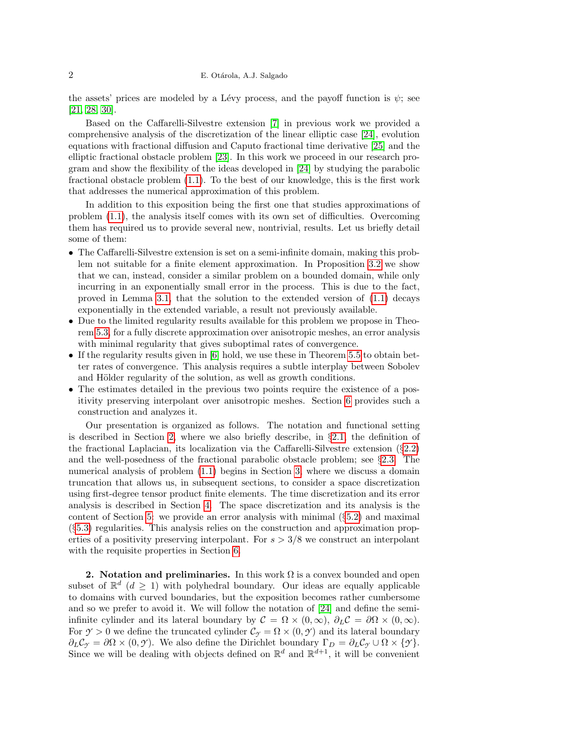the assets' prices are modeled by a Lévy process, and the payoff function is $\psi$; see [21, 28, 30].

Based on the Caffarelli-Silvestre extension [7] in previous work we provided a comprehensive analysis of the discretization of the linear elliptic case [24], evolution equations with fractional diffusion and Caputo fractional time derivative [25] and the elliptic fractional obstacle problem [23]. In this work we proceed in our research program and show the flexibility of the ideas developed in [24] by studying the parabolic fractional obstacle problem (1.1). To the best of our knowledge, this is the first work that addresses the numerical approximation of this problem.

In addition to this exposition being the first one that studies approximations of problem (1.1), the analysis itself comes with its own set of difficulties. Overcoming them has required us to provide several new, nontrivial, results. Let us briefly detail some of them:

- The Caffarelli-Silvestre extension is set on a semi-infinite domain, making this problem not suitable for a finite element approximation. In Proposition 3.2 we show that we can, instead, consider a similar problem on a bounded domain, while only incurring in an exponentially small error in the process. This is due to the fact, proved in Lemma 3.1, that the solution to the extended version of (1.1) decays exponentially in the extended variable, a result not previously available.
- Due to the limited regularity results available for this problem we propose in Theorem 5.3, for a fully discrete approximation over anisotropic meshes, an error analysis with minimal regularity that gives suboptimal rates of convergence.
- If the regularity results given in [6] hold, we use these in Theorem 5.5 to obtain better rates of convergence. This analysis requires a subtle interplay between Sobolev and Hölder regularity of the solution, as well as growth conditions.
- The estimates detailed in the previous two points require the existence of a positivity preserving interpolant over anisotropic meshes. Section 6 provides such a construction and analyzes it.

Our presentation is organized as follows. The notation and functional setting is described in Section 2, where we also briefly describe, in §2.1, the definition of the fractional Laplacian, its localization via the Caffarelli-Silvestre extension (§2.2) and the well-posedness of the fractional parabolic obstacle problem; see §2.3. The numerical analysis of problem (1.1) begins in Section 3, where we discuss a domain truncation that allows us, in subsequent sections, to consider a space discretization using first-degree tensor product finite elements. The time discretization and its error analysis is described in Section 4. The space discretization and its analysis is the content of Section 5; we provide an error analysis with minimal (§5.2) and maximal (§5.3) regularities. This analysis relies on the construction and approximation properties of a positivity preserving interpolant. For $s > 3/8$ we construct an interpolant with the requisite properties in Section 6.

**2. Notation and preliminaries.** In this work $\Omega$ is a convex bounded and open subset of $\mathbb{R}^d$ ($d \geq 1$) with polyhedral boundary. Our ideas are equally applicable to domains with curved boundaries, but the exposition becomes rather cumbersome and so we prefer to avoid it. We will follow the notation of [24] and define the semi-infinite cylinder and its lateral boundary by $\mathcal{C} = \Omega \times (0, \infty)$, $\partial_L \mathcal{C} = \partial\Omega \times (0, \infty)$. For $\mathcal{Y} > 0$ we define the truncated cylinder $\mathcal{C}_\mathcal{Y} = \Omega \times (0, \mathcal{Y})$ and its lateral boundary $\partial_L \mathcal{C}_\mathcal{Y} = \partial\Omega \times (0, \mathcal{Y})$. We also define the Dirichlet boundary $\Gamma_D = \partial_L \mathcal{C}_\mathcal{Y} \cup \Omega \times \{\mathcal{Y}\}$. Since we will be dealing with objects defined on $\mathbb{R}^d$ and $\mathbb{R}^{d+1}$, it will be convenient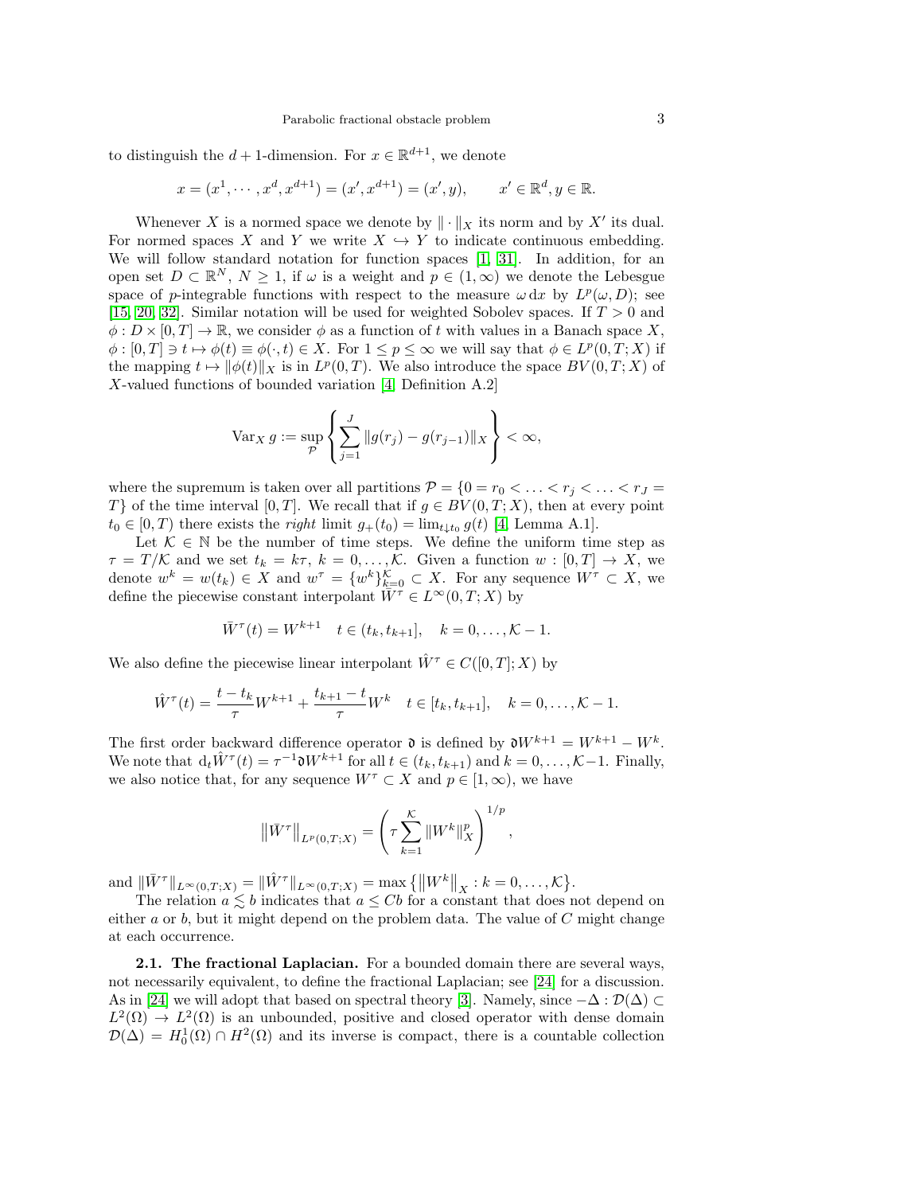to distinguish the $d+1$-dimension. For $x \in \mathbb{R}^{d+1}$, we denote

$$x = (x^1, \cdots, x^d, x^{d+1}) = (x', x^{d+1}) = (x', y), \qquad x' \in \mathbb{R}^d, y \in \mathbb{R}.$$

Whenever $X$ is a normed space we denote by $\|\cdot\|_X$ its norm and by $X'$ its dual. For normed spaces $X$ and $Y$ we write $X \hookrightarrow Y$ to indicate continuous embedding. We will follow standard notation for function spaces [1, 31]. In addition, for an open set $D \subset \mathbb{R}^N$, $N \geq 1$, if $\omega$ is a weight and $p \in (1, \infty)$ we denote the Lebesgue space of $p$-integrable functions with respect to the measure $\omega \, \mathrm{d}x$ by $L^p(\omega, D)$; see [15, 20, 32]. Similar notation will be used for weighted Sobolev spaces. If $T > 0$ and $\phi : D \times [0, T] \to \mathbb{R}$, we consider $\phi$ as a function of $t$ with values in a Banach space $X$, $\phi : [0, T] \ni t \mapsto \phi(t) \equiv \phi(\cdot, t) \in X$. For $1 \leq p \leq \infty$ we will say that $\phi \in L^p(0, T; X)$ if the mapping $t \mapsto \|\phi(t)\|_X$ is in $L^p(0, T)$. We also introduce the space $BV(0, T; X)$ of $X$-valued functions of bounded variation [4, Definition A.2]

$$\mathrm{Var}_X \, g := \sup_{\mathcal{P}} \left\{ \sum_{j=1}^{J} \|g(r_j) - g(r_{j-1})\|_X \right\} < \infty,$$

where the supremum is taken over all partitions $\mathcal{P} = \{0 = r_0 < \ldots < r_j < \ldots < r_J = T\}$ of the time interval $[0, T]$. We recall that if $g \in BV(0, T; X)$, then at every point $t_0 \in [0, T)$ there exists the *right* limit $g_+(t_0) = \lim_{t \downarrow t_0} g(t)$ [4, Lemma A.1].

Let $\mathcal{K} \in \mathbb{N}$ be the number of time steps. We define the uniform time step as $\tau = T/\mathcal{K}$ and we set $t_k = k\tau$, $k = 0, \ldots, \mathcal{K}$. Given a function $w : [0, T] \to X$, we denote $w^k = w(t_k) \in X$ and $w^\tau = \{w^k\}_{k=0}^{\mathcal{K}} \subset X$. For any sequence $W^\tau \subset X$, we define the piecewise constant interpolant $\bar{W}^\tau \in L^\infty(0, T; X)$ by

$$\bar{W}^\tau(t) = W^{k+1} \quad t \in (t_k, t_{k+1}], \quad k = 0, \ldots, \mathcal{K} - 1.$$

We also define the piecewise linear interpolant $\hat{W}^\tau \in C([0, T]; X)$ by

$$\hat{W}^\tau(t) = \frac{t - t_k}{\tau} W^{k+1} + \frac{t_{k+1} - t}{\tau} W^k \quad t \in [t_k, t_{k+1}], \quad k = 0, \ldots, \mathcal{K} - 1.$$

The first order backward difference operator $\mathfrak{d}$ is defined by $\mathfrak{d} W^{k+1} = W^{k+1} - W^k$. We note that $\mathrm{d}_t \hat{W}^\tau(t) = \tau^{-1} \mathfrak{d} W^{k+1}$ for all $t \in (t_k, t_{k+1})$ and $k = 0, \ldots, \mathcal{K} - 1$. Finally, we also notice that, for any sequence $W^\tau \subset X$ and $p \in [1, \infty)$, we have

$$\left\| \bar{W}^\tau \right\|_{L^p(0,T;X)} = \left( \tau \sum_{k=1}^{\mathcal{K}} \|W^k\|_X^p \right)^{1/p},$$

and $\|\bar{W}^\tau\|_{L^\infty(0,T;X)} = \|\hat{W}^\tau\|_{L^\infty(0,T;X)} = \max\left\{ \left\|W^k\right\|_X : k = 0, \ldots, \mathcal{K} \right\}$.

The relation $a \lesssim b$ indicates that $a \leq Cb$ for a constant that does not depend on either $a$ or $b$, but it might depend on the problem data. The value of $C$ might change at each occurrence.

**2.1. The fractional Laplacian.** For a bounded domain there are several ways, not necessarily equivalent, to define the fractional Laplacian; see [24] for a discussion. As in [24] we will adopt that based on spectral theory [3]. Namely, since $-\Delta : \mathcal{D}(\Delta) \subset L^2(\Omega) \to L^2(\Omega)$ is an unbounded, positive and closed operator with dense domain $\mathcal{D}(\Delta) = H_0^1(\Omega) \cap H^2(\Omega)$ and its inverse is compact, there is a countable collection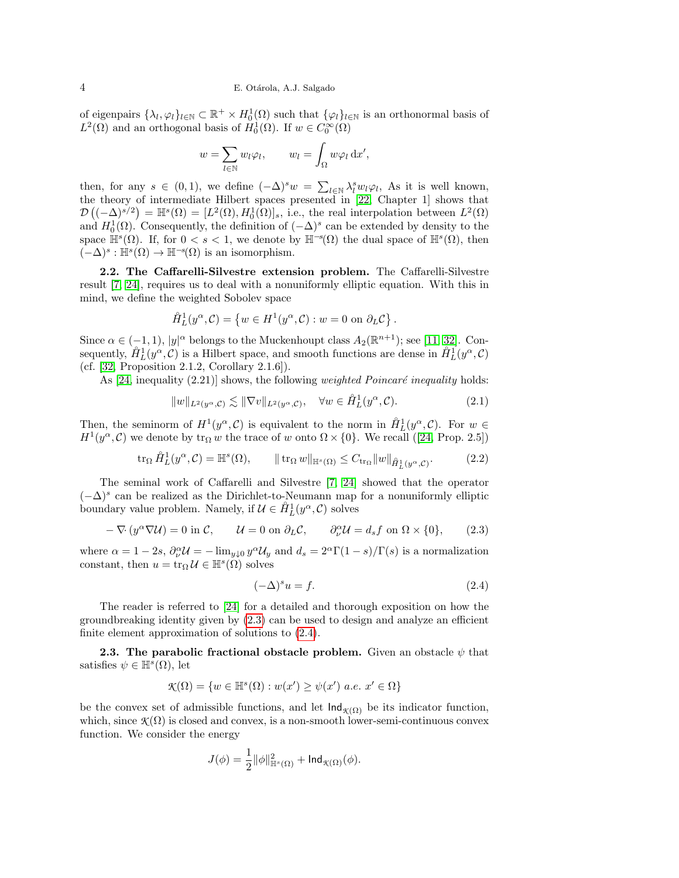of eigenpairs $\{\lambda_l, \varphi_l\}_{l\in\mathbb{N}} \subset \mathbb{R}^+ \times H_0^1(\Omega)$ such that $\{\varphi_l\}_{l\in\mathbb{N}}$ is an orthonormal basis of $L^2(\Omega)$ and an orthogonal basis of $H_0^1(\Omega)$. If $w \in C_0^\infty(\Omega)$

$$
w = \sum_{l\in\mathbb{N}} w_l \varphi_l, \qquad w_l = \int_\Omega w\varphi_l \, \mathrm{d}x',
$$

then, for any $s \in (0,1)$, we define $(-\Delta)^s w = \sum_{l\in\mathbb{N}} \lambda_l^s w_l \varphi_l$, As it is well known, the theory of intermediate Hilbert spaces presented in [22, Chapter 1] shows that $\mathcal{D}\left((-\Delta)^{s/2}\right) = \mathbb{H}^s(\Omega) = [L^2(\Omega), H_0^1(\Omega)]_s$, i.e., the real interpolation between $L^2(\Omega)$ and $H_0^1(\Omega)$. Consequently, the definition of $(-\Delta)^s$ can be extended by density to the space $\mathbb{H}^s(\Omega)$. If, for $0 < s < 1$, we denote by $\mathbb{H}^{-s}(\Omega)$ the dual space of $\mathbb{H}^s(\Omega)$, then $(-\Delta)^s : \mathbb{H}^s(\Omega) \to \mathbb{H}^{-s}(\Omega)$ is an isomorphism.

**2.2. The Caffarelli-Silvestre extension problem.** The Caffarelli-Silvestre result [7, 24], requires us to deal with a nonuniformly elliptic equation. With this in mind, we define the weighted Sobolev space

$$
\mathring{H}_L^1(y^\alpha, \mathcal{C}) = \left\{ w \in H^1(y^\alpha, \mathcal{C}) : w = 0 \text{ on } \partial_L \mathcal{C} \right\}.
$$

Since $\alpha \in (-1, 1)$, $|y|^\alpha$ belongs to the Muckenhoupt class $A_2(\mathbb{R}^{n+1})$; see [11, 32]. Consequently, $\mathring{H}_L^1(y^\alpha, \mathcal{C})$ is a Hilbert space, and smooth functions are dense in $\mathring{H}_L^1(y^\alpha, \mathcal{C})$ (cf. [32, Proposition 2.1.2, Corollary 2.1.6]).

As [24, inequality (2.21)] shows, the following *weighted Poincaré inequality* holds:

$$
\|w\|_{L^2(y^\alpha,\mathcal{C})} \lesssim \|\nabla v\|_{L^2(y^\alpha,\mathcal{C})}, \quad \forall w \in \mathring{H}_L^1(y^\alpha, \mathcal{C}). \tag{2.1}
$$

Then, the seminorm of $H^1(y^\alpha, \mathcal{C})$ is equivalent to the norm in $\mathring{H}_L^1(y^\alpha, \mathcal{C})$. For $w \in H^1(y^\alpha, \mathcal{C})$ we denote by $\operatorname{tr}_\Omega w$ the trace of $w$ onto $\Omega \times \{0\}$. We recall ([24, Prop. 2.5])

$$
\operatorname{tr}_\Omega \mathring{H}_L^1(y^\alpha, \mathcal{C}) = \mathbb{H}^s(\Omega), \qquad \|\operatorname{tr}_\Omega w\|_{\mathbb{H}^s(\Omega)} \leq C_{\operatorname{tr}_\Omega} \|w\|_{\mathring{H}_L^1(y^\alpha,\mathcal{C})}. \tag{2.2}
$$

The seminal work of Caffarelli and Silvestre [7, 24] showed that the operator $(-\Delta)^s$ can be realized as the Dirichlet-to-Neumann map for a nonuniformly elliptic boundary value problem. Namely, if $\mathcal{U} \in \mathring{H}_L^1(y^\alpha, \mathcal{C})$ solves

$$
-\nabla\cdot (y^\alpha \nabla \mathcal{U}) = 0 \text{ in } \mathcal{C}, \qquad \mathcal{U} = 0 \text{ on } \partial_L \mathcal{C}, \qquad \partial_\nu^\alpha \mathcal{U} = d_s f \text{ on } \Omega \times \{0\}, \tag{2.3}
$$

where $\alpha = 1 - 2s$, $\partial_\nu^\alpha \mathcal{U} = -\lim_{y\downarrow 0} y^\alpha \mathcal{U}_y$ and $d_s = 2^\alpha \Gamma(1-s)/\Gamma(s)$ is a normalization constant, then $u = \operatorname{tr}_\Omega \mathcal{U} \in \mathbb{H}^s(\Omega)$ solves

$$
(-\Delta)^s u = f. \tag{2.4}
$$

The reader is referred to [24] for a detailed and thorough exposition on how the groundbreaking identity given by (2.3) can be used to design and analyze an efficient finite element approximation of solutions to (2.4).

**2.3. The parabolic fractional obstacle problem.** Given an obstacle $\psi$ that satisfies $\psi \in \mathbb{H}^s(\Omega)$, let

$$
\mathcal{K}(\Omega) = \{ w \in \mathbb{H}^s(\Omega) : w(x') \geq \psi(x') \; a.e. \; x' \in \Omega \}
$$

be the convex set of admissible functions, and let $\mathsf{Ind}_{\mathcal{K}(\Omega)}$ be its indicator function, which, since $\mathcal{K}(\Omega)$ is closed and convex, is a non-smooth lower-semi-continuous convex function. We consider the energy

$$
J(\phi) = \frac{1}{2} \|\phi\|_{\mathbb{H}^s(\Omega)}^2 + \mathsf{Ind}_{\mathcal{K}(\Omega)}(\phi).
$$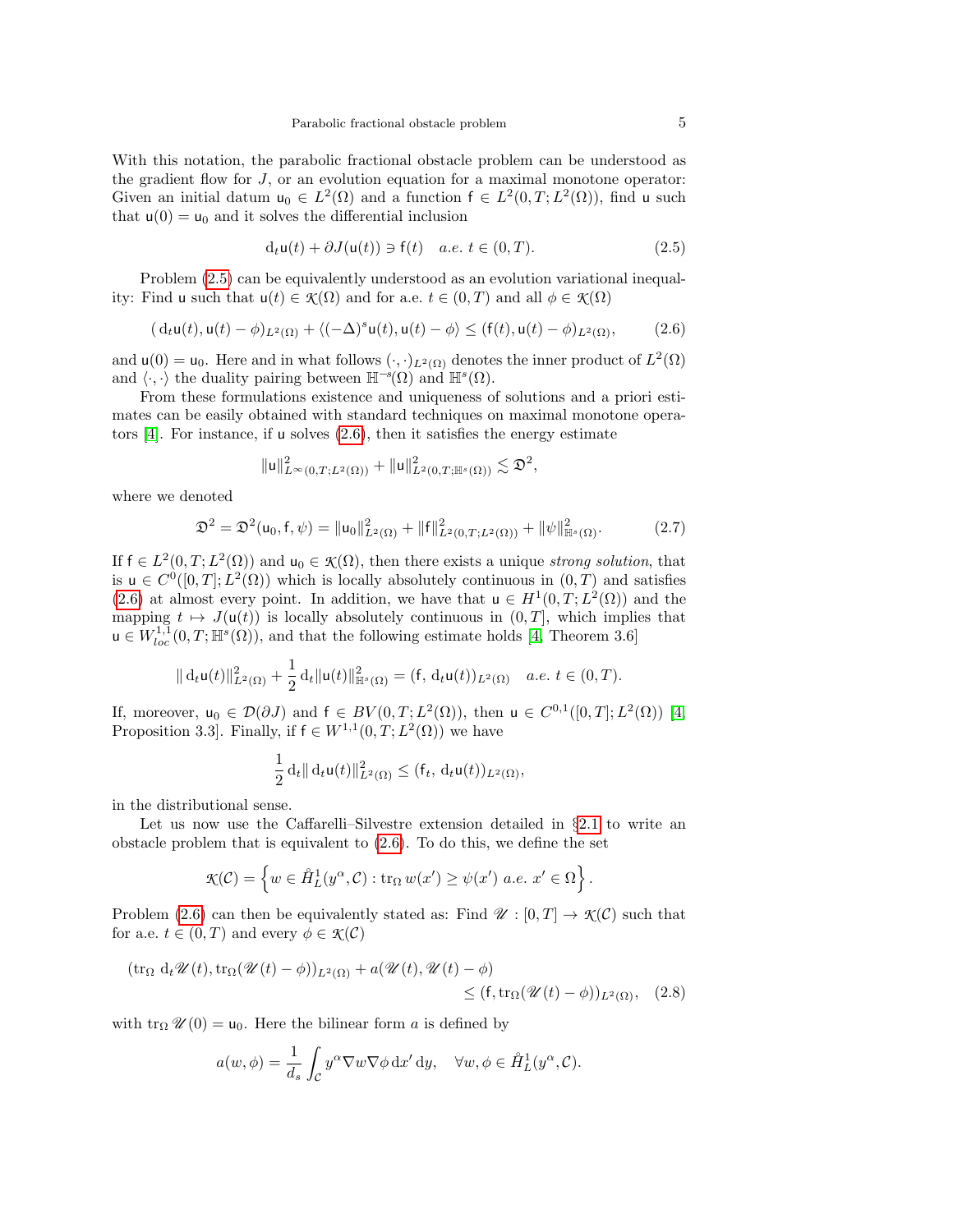With this notation, the parabolic fractional obstacle problem can be understood as the gradient flow for $J$, or an evolution equation for a maximal monotone operator: Given an initial datum $\mathsf{u}_0 \in L^2(\Omega)$ and a function $\mathsf{f} \in L^2(0,T;L^2(\Omega))$, find $\mathsf{u}$ such that $\mathsf{u}(0) = \mathsf{u}_0$ and it solves the differential inclusion

$$\mathrm{d}_t \mathsf{u}(t) + \partial J(\mathsf{u}(t)) \ni \mathsf{f}(t) \quad a.e.\ t \in (0,T). \tag{2.5}$$

Problem (2.5) can be equivalently understood as an evolution variational inequality: Find $\mathsf{u}$ such that $\mathsf{u}(t) \in \mathcal{K}(\Omega)$ and for a.e. $t \in (0,T)$ and all $\phi \in \mathcal{K}(\Omega)$

$$(\mathrm{d}_t \mathsf{u}(t), \mathsf{u}(t) - \phi)_{L^2(\Omega)} + \langle (-\Delta)^s \mathsf{u}(t), \mathsf{u}(t) - \phi \rangle \leq (\mathsf{f}(t), \mathsf{u}(t) - \phi)_{L^2(\Omega)}, \tag{2.6}$$

and $\mathsf{u}(0) = \mathsf{u}_0$. Here and in what follows $(\cdot,\cdot)_{L^2(\Omega)}$ denotes the inner product of $L^2(\Omega)$ and $\langle \cdot, \cdot \rangle$ the duality pairing between $\mathbb{H}^{-s}(\Omega)$ and $\mathbb{H}^s(\Omega)$.

From these formulations existence and uniqueness of solutions and a priori estimates can be easily obtained with standard techniques on maximal monotone operators [4]. For instance, if $\mathsf{u}$ solves (2.6), then it satisfies the energy estimate

$$\|\mathsf{u}\|^2_{L^\infty(0,T;L^2(\Omega))} + \|\mathsf{u}\|^2_{L^2(0,T;\mathbb{H}^s(\Omega))} \lesssim \mathfrak{D}^2,$$

where we denoted

$$\mathfrak{D}^2 = \mathfrak{D}^2(\mathsf{u}_0, \mathsf{f}, \psi) = \|\mathsf{u}_0\|^2_{L^2(\Omega)} + \|\mathsf{f}\|^2_{L^2(0,T;L^2(\Omega))} + \|\psi\|^2_{\mathbb{H}^s(\Omega)}. \tag{2.7}$$

If $\mathsf{f} \in L^2(0,T;L^2(\Omega))$ and $\mathsf{u}_0 \in \mathcal{K}(\Omega)$, then there exists a unique *strong solution*, that is $\mathsf{u} \in C^0([0,T];L^2(\Omega))$ which is locally absolutely continuous in $(0,T)$ and satisfies (2.6) at almost every point. In addition, we have that $\mathsf{u} \in H^1(0,T;L^2(\Omega))$ and the mapping $t \mapsto J(\mathsf{u}(t))$ is locally absolutely continuous in $(0,T]$, which implies that $\mathsf{u} \in W^{1,1}_{loc}(0,T;\mathbb{H}^s(\Omega))$, and that the following estimate holds [4, Theorem 3.6]

$$\|\mathrm{d}_t \mathsf{u}(t)\|^2_{L^2(\Omega)} + \frac{1}{2}\mathrm{d}_t \|\mathsf{u}(t)\|^2_{\mathbb{H}^s(\Omega)} = (\mathsf{f}, \mathrm{d}_t \mathsf{u}(t))_{L^2(\Omega)} \quad a.e.\ t \in (0,T).$$

If, moreover, $\mathsf{u}_0 \in \mathcal{D}(\partial J)$ and $\mathsf{f} \in BV(0,T;L^2(\Omega))$, then $\mathsf{u} \in C^{0,1}([0,T];L^2(\Omega))$ [4, Proposition 3.3]. Finally, if $\mathsf{f} \in W^{1,1}(0,T;L^2(\Omega))$ we have

$$\frac{1}{2}\mathrm{d}_t \|\mathrm{d}_t \mathsf{u}(t)\|^2_{L^2(\Omega)} \leq (\mathsf{f}_t, \mathrm{d}_t \mathsf{u}(t))_{L^2(\Omega)},$$

in the distributional sense.

Let us now use the Caffarelli–Silvestre extension detailed in §2.1 to write an obstacle problem that is equivalent to (2.6). To do this, we define the set

$$\mathcal{K}(\mathcal{C}) = \left\{ w \in \mathring{H}^1_L(y^\alpha, \mathcal{C}) : \operatorname{tr}_\Omega w(x') \geq \psi(x')\ a.e.\ x' \in \Omega \right\}.$$

Problem (2.6) can then be equivalently stated as: Find $\mathscr{U} : [0,T] \to \mathcal{K}(\mathcal{C})$ such that for a.e. $t \in (0,T)$ and every $\phi \in \mathcal{K}(\mathcal{C})$

$$(\operatorname{tr}_\Omega \mathrm{d}_t \mathscr{U}(t), \operatorname{tr}_\Omega(\mathscr{U}(t) - \phi))_{L^2(\Omega)} + a(\mathscr{U}(t), \mathscr{U}(t) - \phi) \\ \leq (\mathsf{f}, \operatorname{tr}_\Omega(\mathscr{U}(t) - \phi))_{L^2(\Omega)}, \tag{2.8}$$

with $\operatorname{tr}_\Omega \mathscr{U}(0) = \mathsf{u}_0$. Here the bilinear form $a$ is defined by

$$a(w,\phi) = \frac{1}{d_s}\int_{\mathcal{C}} y^\alpha \nabla w \nabla \phi \, \mathrm{d}x' \, \mathrm{d}y, \quad \forall w, \phi \in \mathring{H}^1_L(y^\alpha, \mathcal{C}).$$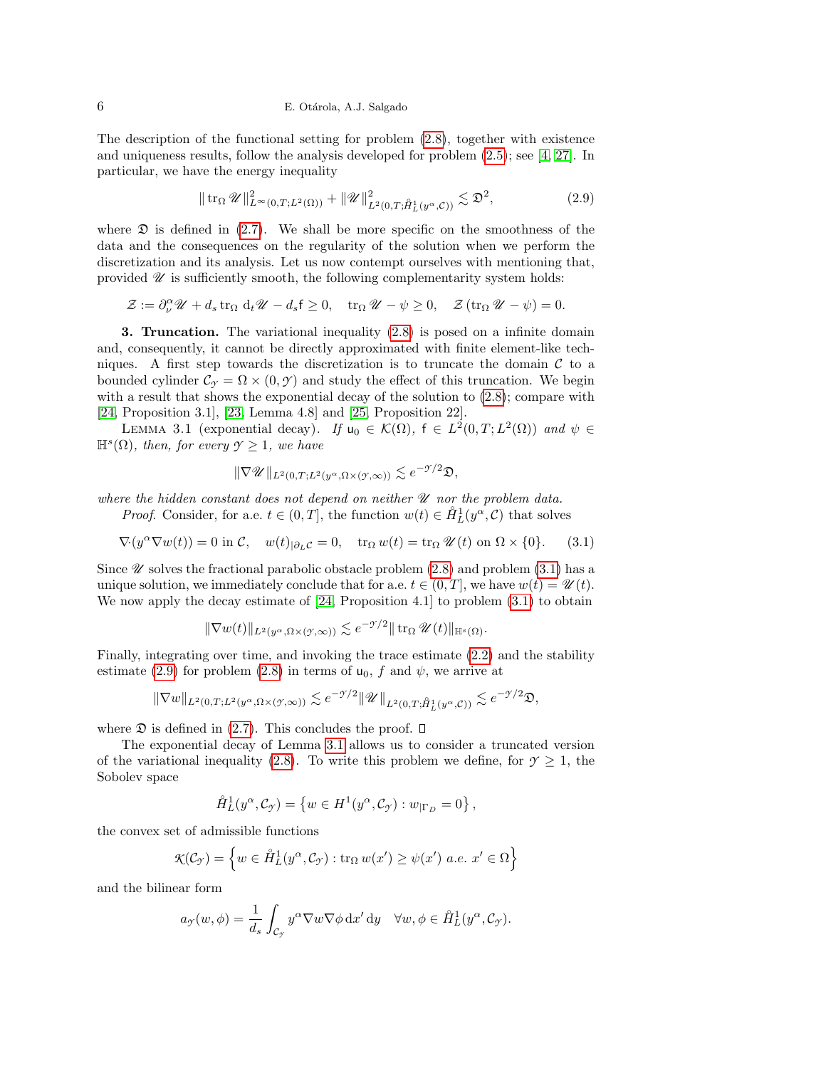The description of the functional setting for problem (2.8), together with existence and uniqueness results, follow the analysis developed for problem (2.5); see [4, 27]. In particular, we have the energy inequality

$$\|\operatorname{tr}_\Omega \mathscr{U}\|^2_{L^\infty(0,T;L^2(\Omega))} + \|\mathscr{U}\|^2_{L^2(0,T;\mathring{H}^1_L(y^\alpha,\mathcal{C}))} \lesssim \mathfrak{D}^2, \tag{2.9}$$

where $\mathfrak{D}$ is defined in (2.7). We shall be more specific on the smoothness of the data and the consequences on the regularity of the solution when we perform the discretization and its analysis. Let us now contempt ourselves with mentioning that, provided $\mathscr{U}$ is sufficiently smooth, the following complementarity system holds:

$$\mathcal{Z} := \partial_\nu^\alpha \mathscr{U} + d_s \operatorname{tr}_\Omega \mathrm{d}_t \mathscr{U} - d_s \mathsf{f} \geq 0, \quad \operatorname{tr}_\Omega \mathscr{U} - \psi \geq 0, \quad \mathcal{Z}\,(\operatorname{tr}_\Omega \mathscr{U} - \psi) = 0.$$

**3. Truncation.** The variational inequality (2.8) is posed on a infinite domain and, consequently, it cannot be directly approximated with finite element-like techniques. A first step towards the discretization is to truncate the domain $\mathcal{C}$ to a bounded cylinder $\mathcal{C}_\mathcal{Y} = \Omega \times (0, \mathcal{Y})$ and study the effect of this truncation. We begin with a result that shows the exponential decay of the solution to (2.8); compare with [24, Proposition 3.1], [23, Lemma 4.8] and [25, Proposition 22].

LEMMA 3.1 (exponential decay). *If $\mathsf{u}_0 \in \mathcal{K}(\Omega)$, $\mathsf{f} \in L^2(0,T;L^2(\Omega))$ and $\psi \in \mathbb{H}^s(\Omega)$, then, for every $\mathcal{Y} \geq 1$, we have*

$$\|\nabla \mathscr{U}\|_{L^2(0,T;L^2(y^\alpha,\Omega\times(\mathcal{Y},\infty))} \lesssim e^{-\mathcal{Y}/2}\mathfrak{D},$$

*where the hidden constant does not depend on neither $\mathscr{U}$ nor the problem data.*

*Proof.* Consider, for a.e. $t \in (0,T]$, the function $w(t) \in \mathring{H}^1_L(y^\alpha, \mathcal{C})$ that solves

$$\nabla \cdot (y^\alpha \nabla w(t)) = 0 \text{ in } \mathcal{C}, \quad w(t)_{|\partial_L \mathcal{C}} = 0, \quad \operatorname{tr}_\Omega w(t) = \operatorname{tr}_\Omega \mathscr{U}(t) \text{ on } \Omega \times \{0\}. \tag{3.1}$$

Since $\mathscr{U}$ solves the fractional parabolic obstacle problem (2.8) and problem (3.1) has a unique solution, we immediately conclude that for a.e. $t \in (0,T]$, we have $w(t) = \mathscr{U}(t)$. We now apply the decay estimate of [24, Proposition 4.1] to problem (3.1) to obtain

$$\|\nabla w(t)\|_{L^2(y^\alpha,\Omega\times(\mathcal{Y},\infty))} \lesssim e^{-\mathcal{Y}/2}\|\operatorname{tr}_\Omega \mathscr{U}(t)\|_{\mathbb{H}^s(\Omega)}.$$

Finally, integrating over time, and invoking the trace estimate (2.2) and the stability estimate (2.9) for problem (2.8) in terms of $\mathsf{u}_0$, $f$ and $\psi$, we arrive at

$$\|\nabla w\|_{L^2(0,T;L^2(y^\alpha,\Omega\times(\mathcal{Y},\infty))} \lesssim e^{-\mathcal{Y}/2}\|\mathscr{U}\|_{L^2(0,T;\mathring{H}^1_L(y^\alpha,\mathcal{C}))} \lesssim e^{-\mathcal{Y}/2}\mathfrak{D},$$

where $\mathfrak{D}$ is defined in (2.7). This concludes the proof. □

The exponential decay of Lemma 3.1 allows us to consider a truncated version of the variational inequality (2.8). To write this problem we define, for $\mathcal{Y} \geq 1$, the Sobolev space

$$\mathring{H}^1_L(y^\alpha, \mathcal{C}_\mathcal{Y}) = \left\{ w \in H^1(y^\alpha, \mathcal{C}_\mathcal{Y}) : w_{|\Gamma_D} = 0 \right\},$$

the convex set of admissible functions

$$\mathcal{K}(\mathcal{C}_\mathcal{Y}) = \left\{ w \in \mathring{H}^1_L(y^\alpha, \mathcal{C}_\mathcal{Y}) : \operatorname{tr}_\Omega w(x') \geq \psi(x') \text{ a.e. } x' \in \Omega \right\}$$

and the bilinear form

$$a_\mathcal{Y}(w, \phi) = \frac{1}{d_s}\int_{\mathcal{C}_\mathcal{Y}} y^\alpha \nabla w \nabla \phi \,\mathrm{d}x' \,\mathrm{d}y \quad \forall w, \phi \in \mathring{H}^1_L(y^\alpha, \mathcal{C}_\mathcal{Y}).$$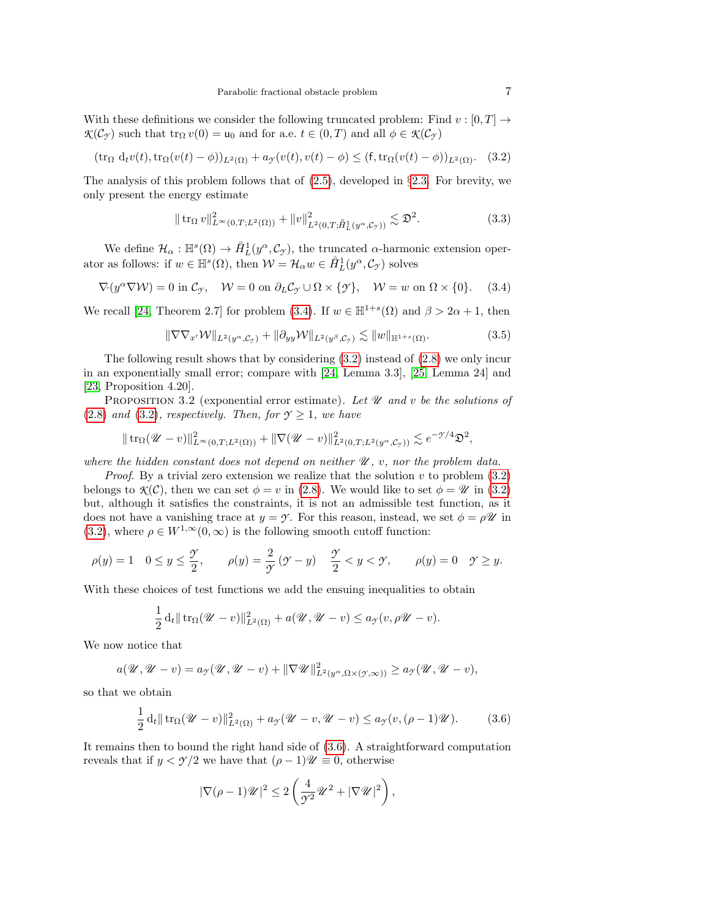With these definitions we consider the following truncated problem: Find $v : [0,T] \to \mathcal{K}(\mathcal{C}_\mathcal{Y})$ such that $\operatorname{tr}_\Omega v(0) = \mathsf{u}_0$ and for a.e. $t \in (0,T)$ and all $\phi \in \mathcal{K}(\mathcal{C}_\mathcal{Y})$

$$(\operatorname{tr}_\Omega \mathrm{d}_t v(t), \operatorname{tr}_\Omega (v(t) - \phi))_{L^2(\Omega)} + a_\mathcal{Y}(v(t), v(t) - \phi) \le (\mathsf{f}, \operatorname{tr}_\Omega (v(t) - \phi))_{L^2(\Omega)}. \quad (3.2)$$

The analysis of this problem follows that of (2.5), developed in §2.3. For brevity, we only present the energy estimate

$$\| \operatorname{tr}_\Omega v \|^2_{L^\infty(0,T;L^2(\Omega))} + \|v\|^2_{L^2(0,T;\mathring{H}^1_L(y^\alpha,\mathcal{C}_\mathcal{Y}))} \lesssim \mathfrak{D}^2. \quad (3.3)$$

We define $\mathcal{H}_\alpha : \mathbb{H}^s(\Omega) \to \mathring{H}^1_L(y^\alpha, \mathcal{C}_\mathcal{Y})$, the truncated $\alpha$-harmonic extension operator as follows: if $w \in \mathbb{H}^s(\Omega)$, then $\mathcal{W} = \mathcal{H}_\alpha w \in \mathring{H}^1_L(y^\alpha, \mathcal{C}_\mathcal{Y})$ solves

$$\nabla \cdot (y^\alpha \nabla \mathcal{W}) = 0 \text{ in } \mathcal{C}_\mathcal{Y}, \quad \mathcal{W} = 0 \text{ on } \partial_L \mathcal{C}_\mathcal{Y} \cup \Omega \times \{\mathcal{Y}\}, \quad \mathcal{W} = w \text{ on } \Omega \times \{0\}. \quad (3.4)$$

We recall [24, Theorem 2.7] for problem (3.4). If $w \in \mathbb{H}^{1+s}(\Omega)$ and $\beta > 2\alpha + 1$, then

$$\|\nabla \nabla_{x'} \mathcal{W}\|_{L^2(y^\alpha,\mathcal{C}_\mathcal{Y})} + \|\partial_{yy} \mathcal{W}\|_{L^2(y^\beta,\mathcal{C}_\mathcal{Y})} \lesssim \|w\|_{\mathbb{H}^{1+s}(\Omega)}. \quad (3.5)$$

The following result shows that by considering (3.2) instead of (2.8) we only incur in an exponentially small error; compare with [24, Lemma 3.3], [25, Lemma 24] and [23, Proposition 4.20].

Proposition 3.2 (exponential error estimate). *Let $\mathscr{U}$ and $v$ be the solutions of (2.8) and (3.2), respectively. Then, for $\mathcal{Y} \ge 1$, we have*

$$\| \operatorname{tr}_\Omega (\mathscr{U} - v)\|^2_{L^\infty(0,T;L^2(\Omega))} + \|\nabla(\mathscr{U} - v)\|^2_{L^2(0,T;L^2(y^\alpha,\mathcal{C}_\mathcal{Y}))} \lesssim e^{-\mathcal{Y}/4}\mathfrak{D}^2,$$

*where the hidden constant does not depend on neither $\mathscr{U}$, $v$, nor the problem data.*

*Proof.* By a trivial zero extension we realize that the solution $v$ to problem (3.2) belongs to $\mathcal{K}(\mathcal{C})$, then we can set $\phi = v$ in (2.8). We would like to set $\phi = \mathscr{U}$ in (3.2) but, although it satisfies the constraints, it is not an admissible test function, as it does not have a vanishing trace at $y = \mathcal{Y}$. For this reason, instead, we set $\phi = \rho \mathscr{U}$ in (3.2), where $\rho \in W^{1,\infty}(0,\infty)$ is the following smooth cutoff function:

$$\rho(y) = 1 \quad 0 \le y \le \frac{\mathcal{Y}}{2}, \qquad \rho(y) = \frac{2}{\mathcal{Y}}(\mathcal{Y} - y) \quad \frac{\mathcal{Y}}{2} < y < \mathcal{Y}, \qquad \rho(y) = 0 \quad \mathcal{Y} \ge y.$$

With these choices of test functions we add the ensuing inequalities to obtain

$$\frac{1}{2} \mathrm{d}_t \| \operatorname{tr}_\Omega (\mathscr{U} - v)\|^2_{L^2(\Omega)} + a(\mathscr{U}, \mathscr{U} - v) \le a_\mathcal{Y}(v, \rho\mathscr{U} - v).$$

We now notice that

$$a(\mathscr{U}, \mathscr{U} - v) = a_\mathcal{Y}(\mathscr{U}, \mathscr{U} - v) + \|\nabla \mathscr{U}\|^2_{L^2(y^\alpha, \Omega \times (\mathcal{Y},\infty))} \ge a_\mathcal{Y}(\mathscr{U}, \mathscr{U} - v),$$

so that we obtain

$$\frac{1}{2} \mathrm{d}_t \| \operatorname{tr}_\Omega (\mathscr{U} - v)\|^2_{L^2(\Omega)} + a_\mathcal{Y}(\mathscr{U} - v, \mathscr{U} - v) \le a_\mathcal{Y}(v, (\rho - 1)\mathscr{U}). \quad (3.6)$$

It remains then to bound the right hand side of (3.6). A straightforward computation reveals that if $y < \mathcal{Y}/2$ we have that $(\rho - 1)\mathscr{U} \equiv 0$, otherwise

$$|\nabla(\rho - 1)\mathscr{U}|^2 \le 2\left( \frac{4}{\mathcal{Y}^2}\mathscr{U}^2 + |\nabla \mathscr{U}|^2 \right),$$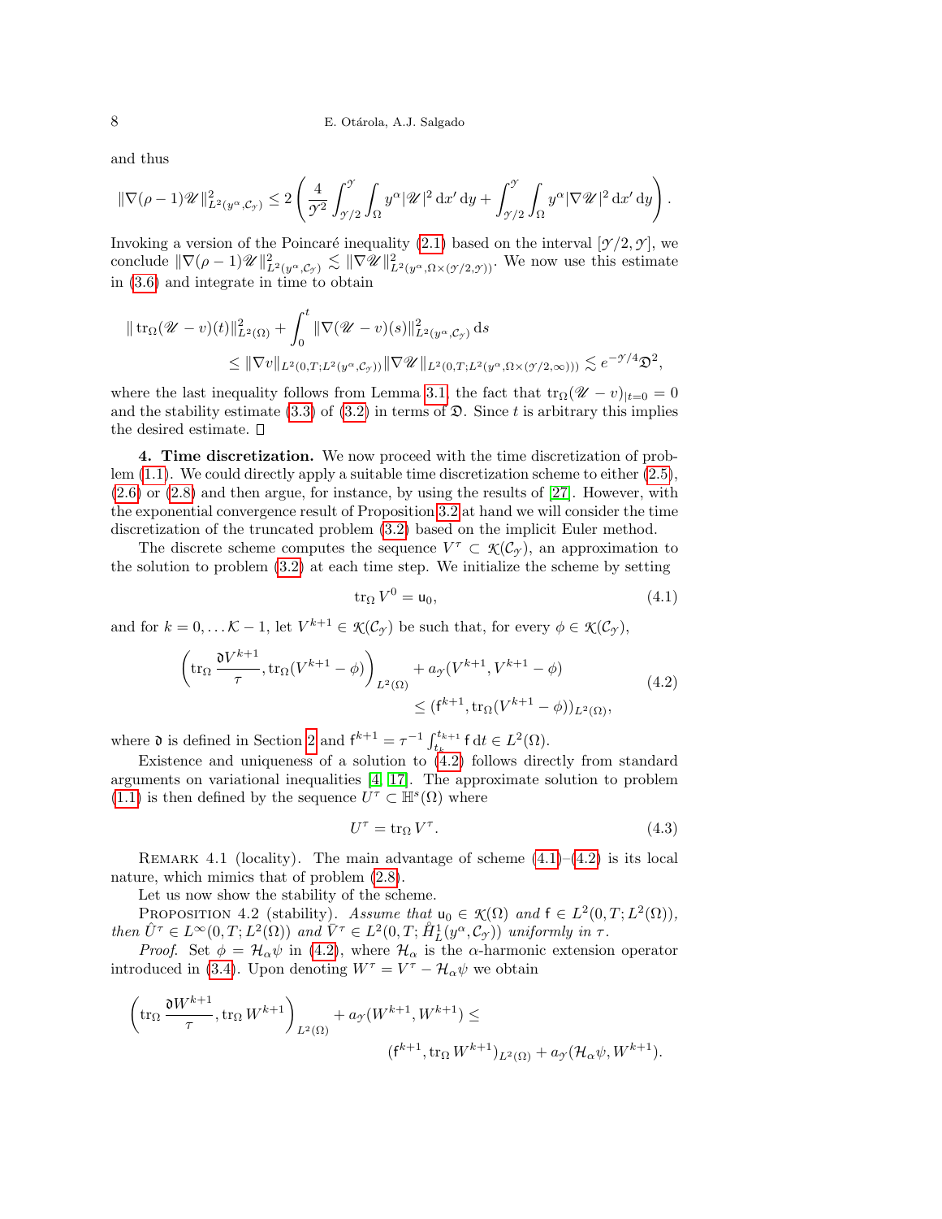and thus

$$\|\nabla(\rho-1)\mathscr{U}\|_{L^2(y^\alpha,\mathcal{C}_\mathcal{Y})}^2 \leq 2\left(\frac{4}{\mathcal{Y}^2}\int_{\mathcal{Y}/2}^{\mathcal{Y}}\int_\Omega y^\alpha|\mathscr{U}|^2\,\mathrm{d}x'\,\mathrm{d}y + \int_{\mathcal{Y}/2}^{\mathcal{Y}}\int_\Omega y^\alpha|\nabla\mathscr{U}|^2\,\mathrm{d}x'\,\mathrm{d}y\right).$$

Invoking a version of the Poincaré inequality (2.1) based on the interval $[\mathcal{Y}/2,\mathcal{Y}]$, we conclude $\|\nabla(\rho-1)\mathscr{U}\|_{L^2(y^\alpha,\mathcal{C}_\mathcal{Y})}^2 \lesssim \|\nabla\mathscr{U}\|_{L^2(y^\alpha,\Omega\times(\mathcal{Y}/2,\mathcal{Y}))}^2$. We now use this estimate in (3.6) and integrate in time to obtain

$$\begin{aligned}\|\operatorname{tr}_\Omega(\mathscr{U}-v)(t)\|_{L^2(\Omega)}^2 &+ \int_0^t\|\nabla(\mathscr{U}-v)(s)\|_{L^2(y^\alpha,\mathcal{C}_\mathcal{Y})}^2\,\mathrm{d}s \\ &\leq \|\nabla v\|_{L^2(0,T;L^2(y^\alpha,\mathcal{C}_\mathcal{Y}))}\|\nabla\mathscr{U}\|_{L^2(0,T;L^2(y^\alpha,\Omega\times(\mathcal{Y}/2,\infty)))} \lesssim e^{-\mathcal{Y}/4}\mathfrak{D}^2,\end{aligned}$$

where the last inequality follows from Lemma 3.1, the fact that $\operatorname{tr}_\Omega(\mathscr{U}-v)_{|t=0}=0$ and the stability estimate (3.3) of (3.2) in terms of $\mathfrak{D}$. Since $t$ is arbitrary this implies the desired estimate. □

**4. Time discretization.** We now proceed with the time discretization of problem (1.1). We could directly apply a suitable time discretization scheme to either (2.5), (2.6) or (2.8) and then argue, for instance, by using the results of [27]. However, with the exponential convergence result of Proposition 3.2 at hand we will consider the time discretization of the truncated problem (3.2) based on the implicit Euler method.

The discrete scheme computes the sequence $V^\tau \subset \mathcal{K}(\mathcal{C}_\mathcal{Y})$, an approximation to the solution to problem (3.2) at each time step. We initialize the scheme by setting

$$\operatorname{tr}_\Omega V^0 = \mathsf{u}_0, \tag{4.1}$$

and for $k=0,\dots\mathcal{K}-1$, let $V^{k+1}\in\mathcal{K}(\mathcal{C}_\mathcal{Y})$ be such that, for every $\phi\in\mathcal{K}(\mathcal{C}_\mathcal{Y})$,

$$\begin{aligned}\left(\operatorname{tr}_\Omega\frac{\mathfrak{d}V^{k+1}}{\tau},\operatorname{tr}_\Omega(V^{k+1}-\phi)\right)_{L^2(\Omega)} &+ a_\mathcal{Y}(V^{k+1},V^{k+1}-\phi) \\ &\leq (\mathsf{f}^{k+1},\operatorname{tr}_\Omega(V^{k+1}-\phi))_{L^2(\Omega)},\end{aligned} \tag{4.2}$$

where $\mathfrak{d}$ is defined in Section 2 and $\mathsf{f}^{k+1}=\tau^{-1}\int_{t_k}^{t_{k+1}}\mathsf{f}\,\mathrm{d}t\in L^2(\Omega)$.

Existence and uniqueness of a solution to (4.2) follows directly from standard arguments on variational inequalities [4, 17]. The approximate solution to problem (1.1) is then defined by the sequence $U^\tau\subset\mathbb{H}^s(\Omega)$ where

$$U^\tau = \operatorname{tr}_\Omega V^\tau. \tag{4.3}$$

Remark 4.1 (locality). The main advantage of scheme (4.1)–(4.2) is its local nature, which mimics that of problem (2.8).

Let us now show the stability of the scheme.

Proposition 4.2 (stability). *Assume that $\mathsf{u}_0\in\mathcal{K}(\Omega)$ and $\mathsf{f}\in L^2(0,T;L^2(\Omega))$, then $\hat{U}^\tau\in L^\infty(0,T;L^2(\Omega))$ and $\bar{V}^\tau\in L^2(0,T;\mathring{H}_L^1(y^\alpha,\mathcal{C}_\mathcal{Y}))$ uniformly in $\tau$.*

*Proof.* Set $\phi=\mathcal{H}_\alpha\psi$ in (4.2), where $\mathcal{H}_\alpha$ is the $\alpha$-harmonic extension operator introduced in (3.4). Upon denoting $W^\tau=V^\tau-\mathcal{H}_\alpha\psi$ we obtain

$$\begin{aligned}\left(\operatorname{tr}_\Omega\frac{\mathfrak{d}W^{k+1}}{\tau},\operatorname{tr}_\Omega W^{k+1}\right)_{L^2(\Omega)} &+ a_\mathcal{Y}(W^{k+1},W^{k+1}) \leq \\ &(\mathsf{f}^{k+1},\operatorname{tr}_\Omega W^{k+1})_{L^2(\Omega)} + a_\mathcal{Y}(\mathcal{H}_\alpha\psi,W^{k+1}).\end{aligned}$$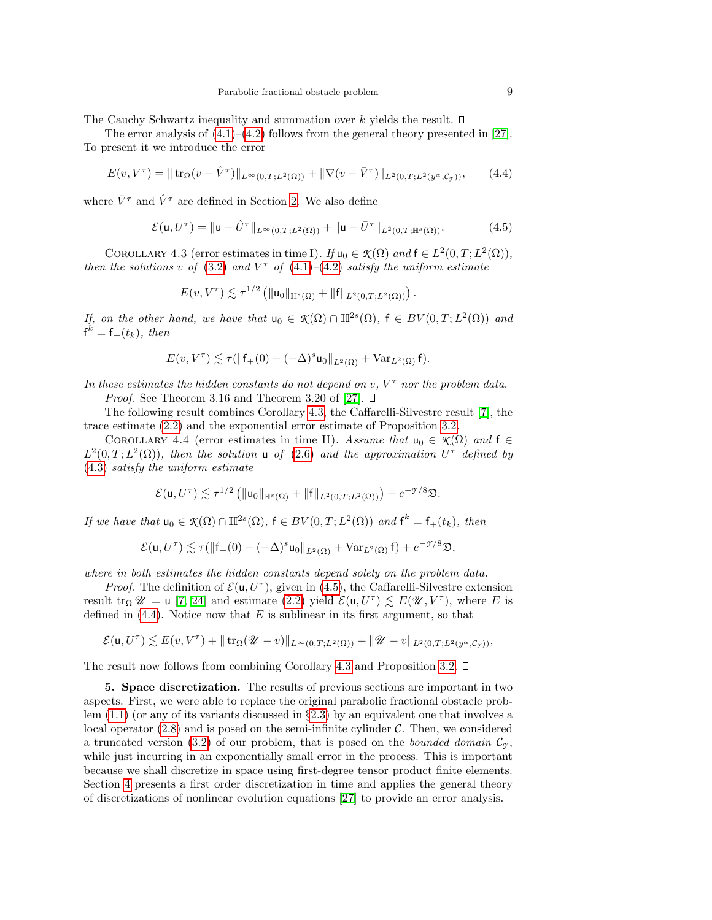The Cauchy Schwartz inequality and summation over $k$ yields the result. ∎

The error analysis of (4.1)–(4.2) follows from the general theory presented in [27]. To present it we introduce the error

$$E(v, V^\tau) = \|\operatorname{tr}_\Omega(v - \hat{V}^\tau)\|_{L^\infty(0,T;L^2(\Omega))} + \|\nabla(v - \bar{V}^\tau)\|_{L^2(0,T;L^2(y^\alpha,\mathcal{C}_\mathscr{Y}))}, \tag{4.4}$$

where $\bar{V}^\tau$ and $\hat{V}^\tau$ are defined in Section 2. We also define

$$\mathcal{E}(\mathsf{u}, U^\tau) = \|\mathsf{u} - \hat{U}^\tau\|_{L^\infty(0,T;L^2(\Omega))} + \|\mathsf{u} - \bar{U}^\tau\|_{L^2(0,T;\mathbb{H}^s(\Omega))}. \tag{4.5}$$

Corollary 4.3 (error estimates in time I). *If $\mathsf{u}_0 \in \mathcal{K}(\Omega)$ and $\mathsf{f} \in L^2(0,T;L^2(\Omega))$, then the solutions $v$ of (3.2) and $V^\tau$ of (4.1)–(4.2) satisfy the uniform estimate*

$$E(v, V^\tau) \lesssim \tau^{1/2}\left(\|\mathsf{u}_0\|_{\mathbb{H}^s(\Omega)} + \|\mathsf{f}\|_{L^2(0,T;L^2(\Omega))}\right).$$

*If, on the other hand, we have that $\mathsf{u}_0 \in \mathcal{K}(\Omega) \cap \mathbb{H}^{2s}(\Omega)$, $\mathsf{f} \in BV(0,T;L^2(\Omega))$ and $\mathsf{f}^k = \mathsf{f}_+(t_k)$, then*

$$E(v, V^\tau) \lesssim \tau(\|\mathsf{f}_+(0) - (-\Delta)^s\mathsf{u}_0\|_{L^2(\Omega)} + \operatorname{Var}_{L^2(\Omega)}\mathsf{f}).$$

*In these estimates the hidden constants do not depend on $v$, $V^\tau$ nor the problem data.*

*Proof.* See Theorem 3.16 and Theorem 3.20 of [27]. ∎

The following result combines Corollary 4.3, the Caffarelli-Silvestre result [7], the trace estimate (2.2) and the exponential error estimate of Proposition 3.2.

Corollary 4.4 (error estimates in time II). *Assume that $\mathsf{u}_0 \in \mathcal{K}(\Omega)$ and $\mathsf{f} \in L^2(0,T;L^2(\Omega))$, then the solution $\mathsf{u}$ of (2.6) and the approximation $U^\tau$ defined by (4.3) satisfy the uniform estimate*

$$\mathcal{E}(\mathsf{u}, U^\tau) \lesssim \tau^{1/2}\left(\|\mathsf{u}_0\|_{\mathbb{H}^s(\Omega)} + \|\mathsf{f}\|_{L^2(0,T;L^2(\Omega))}\right) + e^{-\mathscr{Y}/8}\mathfrak{D}.$$

*If we have that $\mathsf{u}_0 \in \mathcal{K}(\Omega) \cap \mathbb{H}^{2s}(\Omega)$, $\mathsf{f} \in BV(0,T;L^2(\Omega))$ and $\mathsf{f}^k = \mathsf{f}_+(t_k)$, then*

$$\mathcal{E}(\mathsf{u}, U^\tau) \lesssim \tau(\|\mathsf{f}_+(0) - (-\Delta)^s\mathsf{u}_0\|_{L^2(\Omega)} + \operatorname{Var}_{L^2(\Omega)}\mathsf{f}) + e^{-\mathscr{Y}/8}\mathfrak{D},$$

*where in both estimates the hidden constants depend solely on the problem data.*

*Proof.* The definition of $\mathcal{E}(\mathsf{u}, U^\tau)$, given in (4.5), the Caffarelli-Silvestre extension result $\operatorname{tr}_\Omega \mathscr{U} = \mathsf{u}$ [7, 24] and estimate (2.2) yield $\mathcal{E}(\mathsf{u}, U^\tau) \lesssim E(\mathscr{U}, V^\tau)$, where $E$ is defined in (4.4). Notice now that $E$ is sublinear in its first argument, so that

$$\mathcal{E}(\mathsf{u}, U^\tau) \lesssim E(v, V^\tau) + \|\operatorname{tr}_\Omega(\mathscr{U} - v)\|_{L^\infty(0,T;L^2(\Omega))} + \|\mathscr{U} - v\|_{L^2(0,T;L^2(y^\alpha,\mathcal{C}_\mathscr{Y}))},$$

The result now follows from combining Corollary 4.3 and Proposition 3.2. ∎

**5. Space discretization.** The results of previous sections are important in two aspects. First, we were able to replace the original parabolic fractional obstacle problem (1.1) (or any of its variants discussed in §2.3) by an equivalent one that involves a local operator (2.8) and is posed on the semi-infinite cylinder $\mathcal{C}$. Then, we considered a truncated version (3.2) of our problem, that is posed on the *bounded domain* $\mathcal{C}_\mathscr{Y}$, while just incurring in an exponentially small error in the process. This is important because we shall discretize in space using first-degree tensor product finite elements. Section 4 presents a first order discretization in time and applies the general theory of discretizations of nonlinear evolution equations [27] to provide an error analysis.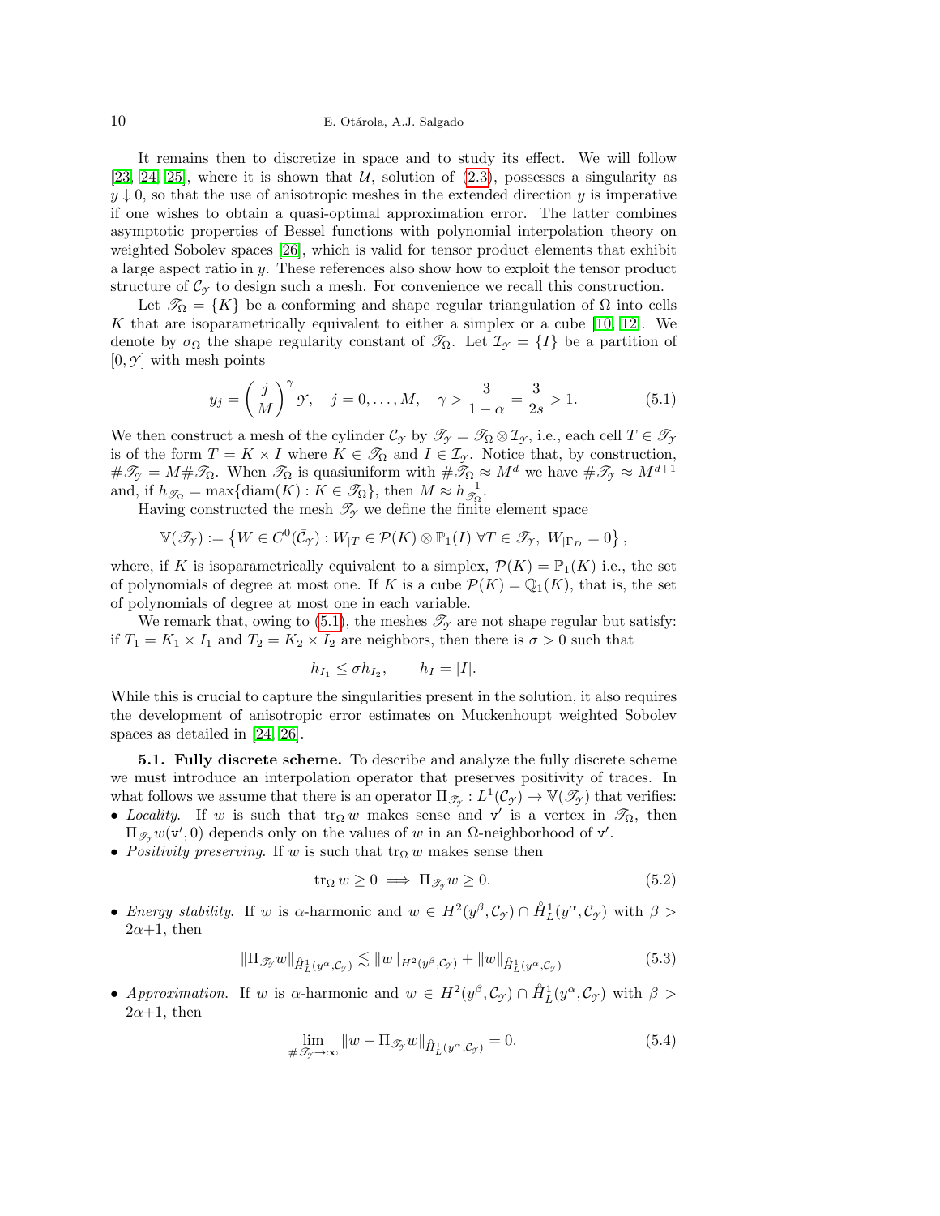It remains then to discretize in space and to study its effect. We will follow [23, 24, 25], where it is shown that $\mathcal{U}$, solution of (2.3), possesses a singularity as $y \downarrow 0$, so that the use of anisotropic meshes in the extended direction $y$ is imperative if one wishes to obtain a quasi-optimal approximation error. The latter combines asymptotic properties of Bessel functions with polynomial interpolation theory on weighted Sobolev spaces [26], which is valid for tensor product elements that exhibit a large aspect ratio in $y$. These references also show how to exploit the tensor product structure of $\mathcal{C}_{\mathcal{Y}}$ to design such a mesh. For convenience we recall this construction.

Let $\mathscr{T}_\Omega = \{K\}$ be a conforming and shape regular triangulation of $\Omega$ into cells $K$ that are isoparametrically equivalent to either a simplex or a cube [10, 12]. We denote by $\sigma_\Omega$ the shape regularity constant of $\mathscr{T}_\Omega$. Let $\mathcal{I}_{\mathcal{Y}} = \{I\}$ be a partition of $[0, \mathcal{Y}]$ with mesh points

$$y_j = \left( \frac{j}{M} \right)^{\gamma} \mathcal{Y}, \quad j = 0, \ldots, M, \quad \gamma > \frac{3}{1-\alpha} = \frac{3}{2s} > 1. \tag{5.1}$$

We then construct a mesh of the cylinder $\mathcal{C}_{\mathcal{Y}}$ by $\mathscr{T}_{\mathcal{Y}} = \mathscr{T}_\Omega \otimes \mathcal{I}_{\mathcal{Y}}$, i.e., each cell $T \in \mathscr{T}_{\mathcal{Y}}$ is of the form $T = K \times I$ where $K \in \mathscr{T}_\Omega$ and $I \in \mathcal{I}_{\mathcal{Y}}$. Notice that, by construction, $\#\mathscr{T}_{\mathcal{Y}} = M \#\mathscr{T}_\Omega$. When $\mathscr{T}_\Omega$ is quasiuniform with $\#\mathscr{T}_\Omega \approx M^d$ we have $\#\mathscr{T}_{\mathcal{Y}} \approx M^{d+1}$ and, if $h_{\mathscr{T}_\Omega} = \max\{\operatorname{diam}(K) : K \in \mathscr{T}_\Omega\}$, then $M \approx h_{\mathscr{T}_\Omega}^{-1}$.

Having constructed the mesh $\mathscr{T}_{\mathcal{Y}}$ we define the finite element space

$$\mathbb{V}(\mathscr{T}_{\mathcal{Y}}) := \left\{ W \in C^0(\bar{\mathcal{C}}_{\mathcal{Y}}) : W_{|T} \in \mathcal{P}(K) \otimes \mathbb{P}_1(I) \ \forall T \in \mathscr{T}_{\mathcal{Y}}, \ W_{|\Gamma_D} = 0 \right\},$$

where, if $K$ is isoparametrically equivalent to a simplex, $\mathcal{P}(K) = \mathbb{P}_1(K)$ i.e., the set of polynomials of degree at most one. If $K$ is a cube $\mathcal{P}(K) = \mathbb{Q}_1(K)$, that is, the set of polynomials of degree at most one in each variable.

We remark that, owing to (5.1), the meshes $\mathscr{T}_{\mathcal{Y}}$ are not shape regular but satisfy: if $T_1 = K_1 \times I_1$ and $T_2 = K_2 \times I_2$ are neighbors, then there is $\sigma > 0$ such that

$$h_{I_1} \leq \sigma h_{I_2}, \qquad h_I = |I|.$$

While this is crucial to capture the singularities present in the solution, it also requires the development of anisotropic error estimates on Muckenhoupt weighted Sobolev spaces as detailed in [24, 26].

**5.1. Fully discrete scheme.** To describe and analyze the fully discrete scheme we must introduce an interpolation operator that preserves positivity of traces. In what follows we assume that there is an operator $\Pi_{\mathscr{T}_{\mathcal{Y}}} : L^1(\mathcal{C}_{\mathcal{Y}}) \to \mathbb{V}(\mathscr{T}_{\mathcal{Y}})$ that verifies:

- *Locality.* If $w$ is such that $\operatorname{tr}_\Omega w$ makes sense and $\mathtt{v}'$ is a vertex in $\mathscr{T}_\Omega$, then $\Pi_{\mathscr{T}_{\mathcal{Y}}} w(\mathtt{v}', 0)$ depends only on the values of $w$ in an $\Omega$-neighborhood of $\mathtt{v}'$.
- *Positivity preserving.* If $w$ is such that $\operatorname{tr}_\Omega w$ makes sense then

$$\operatorname{tr}_\Omega w \geq 0 \implies \Pi_{\mathscr{T}_{\mathcal{Y}}} w \geq 0. \tag{5.2}$$

- *Energy stability.* If $w$ is $\alpha$-harmonic and $w \in H^2(y^\beta, \mathcal{C}_{\mathcal{Y}}) \cap \mathring{H}^1_L(y^\alpha, \mathcal{C}_{\mathcal{Y}})$ with $\beta > 2\alpha + 1$, then

$$\|\Pi_{\mathscr{T}_{\mathcal{Y}}} w\|_{\mathring{H}^1_L(y^\alpha, \mathcal{C}_{\mathcal{Y}})} \lesssim \|w\|_{H^2(y^\beta, \mathcal{C}_{\mathcal{Y}})} + \|w\|_{\mathring{H}^1_L(y^\alpha, \mathcal{C}_{\mathcal{Y}})} \tag{5.3}$$

- *Approximation.* If $w$ is $\alpha$-harmonic and $w \in H^2(y^\beta, \mathcal{C}_{\mathcal{Y}}) \cap \mathring{H}^1_L(y^\alpha, \mathcal{C}_{\mathcal{Y}})$ with $\beta > 2\alpha + 1$, then

$$\lim_{\#\mathscr{T}_{\mathcal{Y}} \to \infty} \|w - \Pi_{\mathscr{T}_{\mathcal{Y}}} w\|_{\mathring{H}^1_L(y^\alpha, \mathcal{C}_{\mathcal{Y}})} = 0. \tag{5.4}$$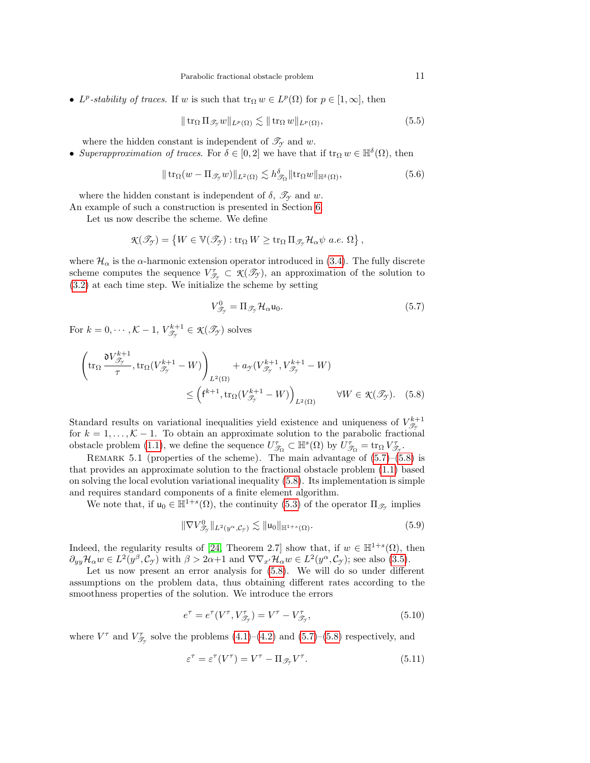- *$L^p$-stability of traces.* If $w$ is such that $\operatorname{tr}_\Omega w \in L^p(\Omega)$ for $p \in [1,\infty]$, then

$$
\| \operatorname{tr}_\Omega \Pi_{\mathscr{T}_\mathcal{Y}} w \|_{L^p(\Omega)} \lesssim \| \operatorname{tr}_\Omega w \|_{L^p(\Omega)}, \tag{5.5}
$$

  where the hidden constant is independent of $\mathscr{T}_\mathcal{Y}$ and $w$.
- *Superapproximation of traces.* For $\delta \in [0,2]$ we have that if $\operatorname{tr}_\Omega w \in \mathbb{H}^\delta(\Omega)$, then

$$
\| \operatorname{tr}_\Omega (w - \Pi_{\mathscr{T}_\mathcal{Y}} w) \|_{L^2(\Omega)} \lesssim h_{\mathscr{T}_\Omega}^\delta \| \operatorname{tr}_\Omega w \|_{\mathbb{H}^\delta(\Omega)}, \tag{5.6}
$$

  where the hidden constant is independent of $\delta$, $\mathscr{T}_\mathcal{Y}$ and $w$.

An example of such a construction is presented in Section 6.

Let us now describe the scheme. We define

$$
\mathcal{K}(\mathscr{T}_\mathcal{Y}) = \left\{ W \in \mathbb{V}(\mathscr{T}_\mathcal{Y}) : \operatorname{tr}_\Omega W \geq \operatorname{tr}_\Omega \Pi_{\mathscr{T}_\mathcal{Y}} \mathcal{H}_\alpha \psi \ a.e. \ \Omega \right\},
$$

where $\mathcal{H}_\alpha$ is the $\alpha$-harmonic extension operator introduced in (3.4). The fully discrete scheme computes the sequence $V_{\mathscr{T}_\mathcal{Y}}^\tau \subset \mathcal{K}(\mathscr{T}_\mathcal{Y})$, an approximation of the solution to (3.2) at each time step. We initialize the scheme by setting

$$
V_{\mathscr{T}_\mathcal{Y}}^0 = \Pi_{\mathscr{T}_\mathcal{Y}} \mathcal{H}_\alpha \mathsf{u}_0. \tag{5.7}
$$

For $k = 0, \cdots, \mathcal{K}-1$, $V_{\mathscr{T}_\mathcal{Y}}^{k+1} \in \mathcal{K}(\mathscr{T}_\mathcal{Y})$ solves

$$
\left( \operatorname{tr}_\Omega \frac{\mathfrak{d} V_{\mathscr{T}_\mathcal{Y}}^{k+1}}{\tau}, \operatorname{tr}_\Omega (V_{\mathscr{T}_\mathcal{Y}}^{k+1} - W) \right)_{L^2(\Omega)} + a_\mathcal{Y}(V_{\mathscr{T}_\mathcal{Y}}^{k+1}, V_{\mathscr{T}_\mathcal{Y}}^{k+1} - W) \\
\leq \left( \mathsf{f}^{k+1}, \operatorname{tr}_\Omega (V_{\mathscr{T}_\mathcal{Y}}^{k+1} - W) \right)_{L^2(\Omega)} \qquad \forall W \in \mathcal{K}(\mathscr{T}_\mathcal{Y}). \tag{5.8}
$$

Standard results on variational inequalities yield existence and uniqueness of $V_{\mathscr{T}_\mathcal{Y}}^{k+1}$ for $k = 1, \ldots, \mathcal{K}-1$. To obtain an approximate solution to the parabolic fractional obstacle problem (1.1), we define the sequence $U_{\mathscr{T}_\Omega}^\tau \subset \mathbb{H}^s(\Omega)$ by $U_{\mathscr{T}_\Omega}^\tau = \operatorname{tr}_\Omega V_{\mathscr{T}_\mathcal{Y}}^\tau$.

Remark 5.1 (properties of the scheme). The main advantage of (5.7)–(5.8) is that provides an approximate solution to the fractional obstacle problem (1.1) based on solving the local evolution variational inequality (5.8). Its implementation is simple and requires standard components of a finite element algorithm.

We note that, if $\mathsf{u}_0 \in \mathbb{H}^{1+s}(\Omega)$, the continuity (5.3) of the operator $\Pi_{\mathscr{T}_\mathcal{Y}}$ implies

$$
\| \nabla V_{\mathscr{T}_\mathcal{Y}}^0 \|_{L^2(y^\alpha, \mathcal{C}_\mathcal{Y})} \lesssim \| \mathsf{u}_0 \|_{\mathbb{H}^{1+s}(\Omega)}. \tag{5.9}
$$

Indeed, the regularity results of [24, Theorem 2.7] show that, if $w \in \mathbb{H}^{1+s}(\Omega)$, then $\partial_{yy} \mathcal{H}_\alpha w \in L^2(y^\beta, \mathcal{C}_\mathcal{Y})$ with $\beta > 2\alpha + 1$ and $\nabla \nabla_{x'} \mathcal{H}_\alpha w \in L^2(y^\alpha, \mathcal{C}_\mathcal{Y})$; see also (3.5).

Let us now present an error analysis for (5.8). We will do so under different assumptions on the problem data, thus obtaining different rates according to the smoothness properties of the solution. We introduce the errors

$$
e^\tau = e^\tau(V^\tau, V_{\mathscr{T}_\mathcal{Y}}^\tau) = V^\tau - V_{\mathscr{T}_\mathcal{Y}}^\tau, \tag{5.10}
$$

where $V^\tau$ and $V_{\mathscr{T}_\mathcal{Y}}^\tau$ solve the problems (4.1)–(4.2) and (5.7)–(5.8) respectively, and

$$
\varepsilon^\tau = \varepsilon^\tau(V^\tau) = V^\tau - \Pi_{\mathscr{T}_\mathcal{Y}} V^\tau. \tag{5.11}
$$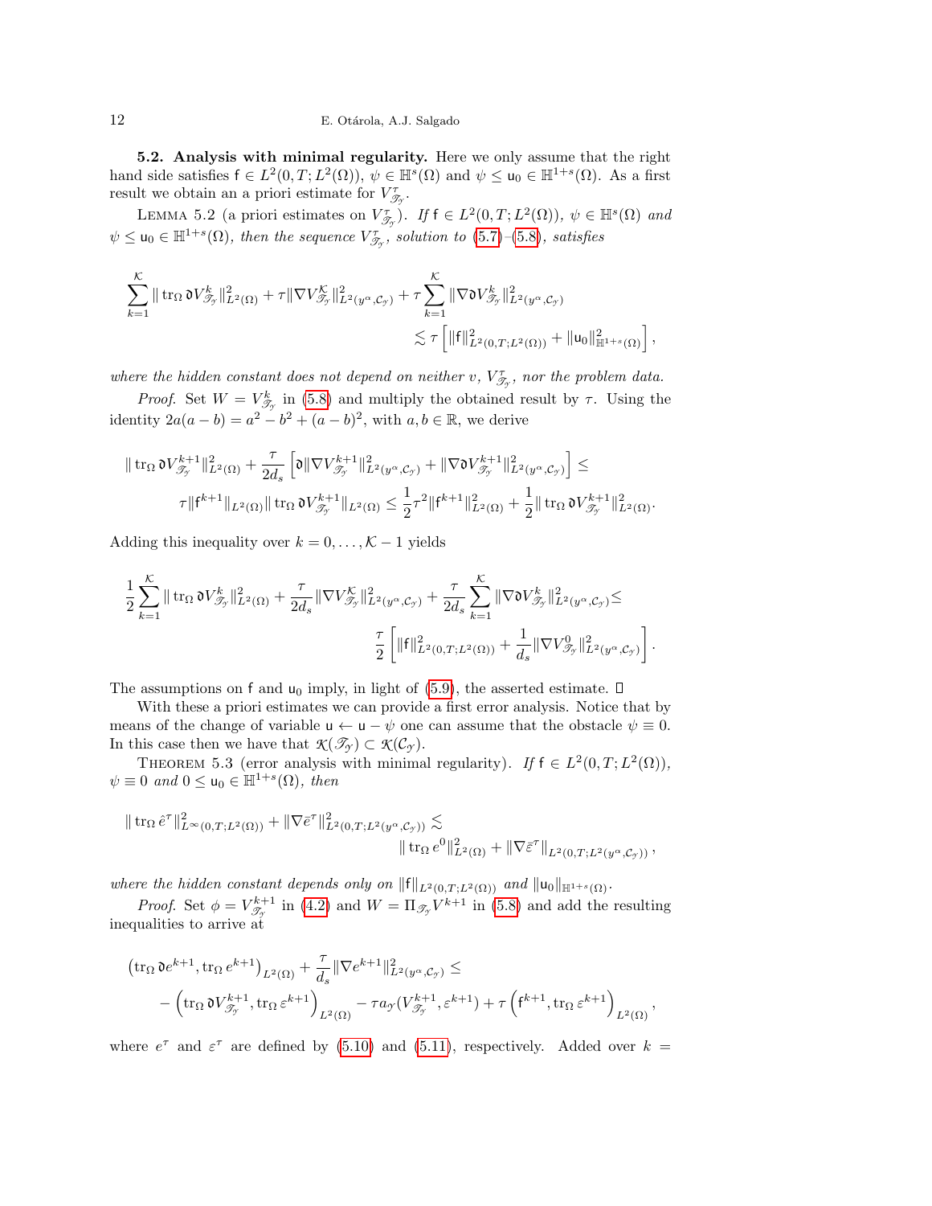**5.2. Analysis with minimal regularity.** Here we only assume that the right hand side satisfies $\mathsf{f} \in L^2(0,T;L^2(\Omega))$, $\psi \in \mathbb{H}^s(\Omega)$ and $\psi \leq \mathsf{u}_0 \in \mathbb{H}^{1+s}(\Omega)$. As a first result we obtain an a priori estimate for $V_{\mathscr{T}_{\mathscr{Y}}}^\tau$.

LEMMA 5.2 (a priori estimates on $V_{\mathscr{T}_{\mathscr{Y}}}^\tau$). *If $\mathsf{f} \in L^2(0,T;L^2(\Omega))$, $\psi \in \mathbb{H}^s(\Omega)$ and $\psi \leq \mathsf{u}_0 \in \mathbb{H}^{1+s}(\Omega)$, then the sequence $V_{\mathscr{T}_{\mathscr{Y}}}^\tau$, solution to (5.7)–(5.8), satisfies*

$$
\sum_{k=1}^{\mathcal{K}} \|\operatorname{tr}_\Omega \mathfrak{d} V_{\mathscr{T}_{\mathscr{Y}}}^k\|_{L^2(\Omega)}^2 + \tau \|\nabla V_{\mathscr{T}_{\mathscr{Y}}}^{\mathcal{K}}\|_{L^2(y^\alpha,\mathcal{C}_{\mathscr{Y}})}^2 + \tau \sum_{k=1}^{\mathcal{K}} \|\nabla \mathfrak{d} V_{\mathscr{T}_{\mathscr{Y}}}^k\|_{L^2(y^\alpha,\mathcal{C}_{\mathscr{Y}})}^2 \lesssim \tau \left[ \|\mathsf{f}\|_{L^2(0,T;L^2(\Omega))}^2 + \|\mathsf{u}_0\|_{\mathbb{H}^{1+s}(\Omega)}^2 \right],
$$

*where the hidden constant does not depend on neither $v$, $V_{\mathscr{T}_{\mathscr{Y}}}^\tau$, nor the problem data.*

*Proof.* Set $W = V_{\mathscr{T}_{\mathscr{Y}}}^k$ in (5.8) and multiply the obtained result by $\tau$. Using the identity $2a(a-b) = a^2 - b^2 + (a-b)^2$, with $a, b \in \mathbb{R}$, we derive

$$
\|\operatorname{tr}_\Omega \mathfrak{d} V_{\mathscr{T}_{\mathscr{Y}}}^{k+1}\|_{L^2(\Omega)}^2 + \frac{\tau}{2 d_s} \left[ \mathfrak{d} \|\nabla V_{\mathscr{T}_{\mathscr{Y}}}^{k+1}\|_{L^2(y^\alpha,\mathcal{C}_{\mathscr{Y}})}^2 + \|\nabla \mathfrak{d} V_{\mathscr{T}_{\mathscr{Y}}}^{k+1}\|_{L^2(y^\alpha,\mathcal{C}_{\mathscr{Y}})}^2 \right] \leq
\tau \|\mathsf{f}^{k+1}\|_{L^2(\Omega)} \|\operatorname{tr}_\Omega \mathfrak{d} V_{\mathscr{T}_{\mathscr{Y}}}^{k+1}\|_{L^2(\Omega)} \leq \frac{1}{2}\tau^2 \|\mathsf{f}^{k+1}\|_{L^2(\Omega)}^2 + \frac{1}{2} \|\operatorname{tr}_\Omega \mathfrak{d} V_{\mathscr{T}_{\mathscr{Y}}}^{k+1}\|_{L^2(\Omega)}^2.
$$

Adding this inequality over $k = 0, \dots, \mathcal{K}-1$ yields

$$
\frac{1}{2} \sum_{k=1}^{\mathcal{K}} \|\operatorname{tr}_\Omega \mathfrak{d} V_{\mathscr{T}_{\mathscr{Y}}}^k\|_{L^2(\Omega)}^2 + \frac{\tau}{2 d_s} \|\nabla V_{\mathscr{T}_{\mathscr{Y}}}^{\mathcal{K}}\|_{L^2(y^\alpha,\mathcal{C}_{\mathscr{Y}})}^2 + \frac{\tau}{2 d_s} \sum_{k=1}^{\mathcal{K}} \|\nabla \mathfrak{d} V_{\mathscr{T}_{\mathscr{Y}}}^k\|_{L^2(y^\alpha,\mathcal{C}_{\mathscr{Y}})}^2 \leq
\frac{\tau}{2} \left[ \|\mathsf{f}\|_{L^2(0,T;L^2(\Omega))}^2 + \frac{1}{d_s} \|\nabla V_{\mathscr{T}_{\mathscr{Y}}}^0\|_{L^2(y^\alpha,\mathcal{C}_{\mathscr{Y}})}^2 \right].
$$

The assumptions on $\mathsf{f}$ and $\mathsf{u}_0$ imply, in light of (5.9), the asserted estimate. $\square$

With these a priori estimates we can provide a first error analysis. Notice that by means of the change of variable $\mathsf{u} \leftarrow \mathsf{u} - \psi$ one can assume that the obstacle $\psi \equiv 0$. In this case then we have that $\mathcal{K}(\mathscr{T}_{\mathscr{Y}}) \subset \mathcal{K}(\mathcal{C}_{\mathscr{Y}})$.

THEOREM 5.3 (error analysis with minimal regularity). *If $\mathsf{f} \in L^2(0,T;L^2(\Omega))$, $\psi \equiv 0$ and $0 \leq \mathsf{u}_0 \in \mathbb{H}^{1+s}(\Omega)$, then*

$$
\|\operatorname{tr}_\Omega \hat{e}^\tau\|_{L^\infty(0,T;L^2(\Omega))}^2 + \|\nabla \bar{e}^\tau\|_{L^2(0,T;L^2(y^\alpha,\mathcal{C}_{\mathscr{Y}}))}^2 \lesssim \|\operatorname{tr}_\Omega e^0\|_{L^2(\Omega)}^2 + \|\nabla \bar{\varepsilon}^\tau\|_{L^2(0,T;L^2(y^\alpha,\mathcal{C}_{\mathscr{Y}}))},
$$

*where the hidden constant depends only on $\|\mathsf{f}\|_{L^2(0,T;L^2(\Omega))}$ and $\|\mathsf{u}_0\|_{\mathbb{H}^{1+s}(\Omega)}$.*

*Proof.* Set $\phi = V_{\mathscr{T}_{\mathscr{Y}}}^{k+1}$ in (4.2) and $W = \Pi_{\mathscr{T}_{\mathscr{Y}}} V^{k+1}$ in (5.8) and add the resulting inequalities to arrive at

$$
\left(\operatorname{tr}_\Omega \mathfrak{d} e^{k+1}, \operatorname{tr}_\Omega e^{k+1}\right)_{L^2(\Omega)} + \frac{\tau}{d_s} \|\nabla e^{k+1}\|_{L^2(y^\alpha,\mathcal{C}_{\mathscr{Y}})}^2 \leq
- \left(\operatorname{tr}_\Omega \mathfrak{d} V_{\mathscr{T}_{\mathscr{Y}}}^{k+1}, \operatorname{tr}_\Omega \varepsilon^{k+1}\right)_{L^2(\Omega)} - \tau a_{\mathscr{Y}}(V_{\mathscr{T}_{\mathscr{Y}}}^{k+1}, \varepsilon^{k+1}) + \tau \left(\mathsf{f}^{k+1}, \operatorname{tr}_\Omega \varepsilon^{k+1}\right)_{L^2(\Omega)},
$$

where $e^\tau$ and $\varepsilon^\tau$ are defined by (5.10) and (5.11), respectively. Added over $k =$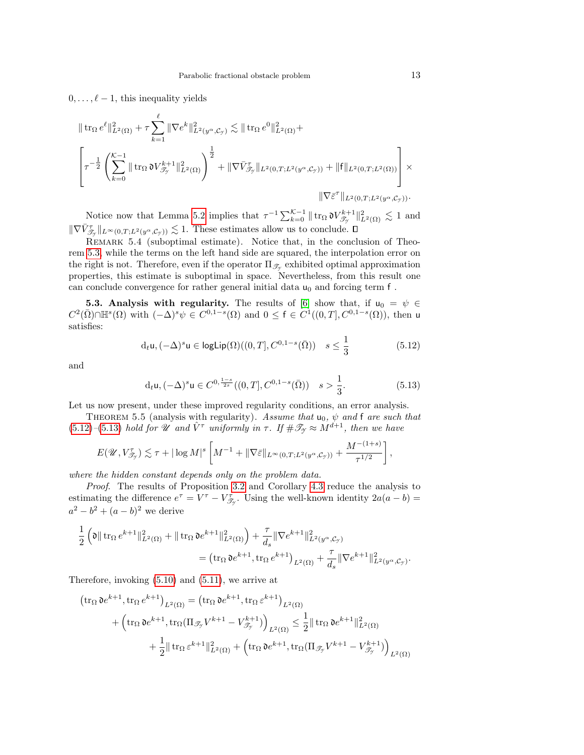$0, \ldots, \ell-1$, this inequality yields

$$
\|\operatorname{tr}_\Omega e^\ell\|_{L^2(\Omega)}^2 + \tau \sum_{k=1}^{\ell} \|\nabla e^k\|_{L^2(y^\alpha, \mathcal{C}_\mathscr{Y})}^2 \lesssim \|\operatorname{tr}_\Omega e^0\|_{L^2(\Omega)}^2 +
$$
$$
\left[ \tau^{-\frac{1}{2}} \left( \sum_{k=0}^{\mathcal{K}-1} \|\operatorname{tr}_\Omega \mathfrak{d} V_{\mathscr{T}_\mathscr{Y}}^{k+1}\|_{L^2(\Omega)}^2 \right)^{\frac{1}{2}} + \|\nabla \bar{V}_{\mathscr{T}_\mathscr{Y}}^\tau\|_{L^2(0,T;L^2(y^\alpha,\mathcal{C}_\mathscr{Y}))} + \|\mathsf{f}\|_{L^2(0,T;L^2(\Omega))} \right] \times
$$
$$
\|\nabla \bar{\varepsilon}^\tau\|_{L^2(0,T;L^2(y^\alpha,\mathcal{C}_\mathscr{Y}))}.
$$

Notice now that Lemma 5.2 implies that $\tau^{-1}\sum_{k=0}^{\mathcal{K}-1} \|\operatorname{tr}_\Omega \mathfrak{d} V_{\mathscr{T}_\mathscr{Y}}^{k+1}\|_{L^2(\Omega)}^2 \lesssim 1$ and $\|\nabla \bar{V}_{\mathscr{T}_\mathscr{Y}}^\tau\|_{L^\infty(0,T;L^2(y^\alpha,\mathcal{C}_\mathscr{Y}))} \lesssim 1$. These estimates allow us to conclude. ∎

Remark 5.4 (suboptimal estimate). Notice that, in the conclusion of Theorem 5.3, while the terms on the left hand side are squared, the interpolation error on the right is not. Therefore, even if the operator $\Pi_{\mathscr{T}_\mathscr{Y}}$ exhibited optimal approximation properties, this estimate is suboptimal in space. Nevertheless, from this result one can conclude convergence for rather general initial data $\mathsf{u}_0$ and forcing term $\mathsf{f}$ .

**5.3. Analysis with regularity.** The results of [6] show that, if $\mathsf{u}_0 = \psi \in C^2(\bar\Omega)\cap\mathbb{H}^s(\Omega)$ with $(-\Delta)^s\psi \in C^{0,1-s}(\Omega)$ and $0 \le \mathsf{f} \in C^1((0,T], C^{0,1-s}(\Omega))$, then $\mathsf{u}$ satisfies:

$$
\mathrm{d}_t\mathsf{u}, (-\Delta)^s\mathsf{u} \in \mathsf{logLip}(\Omega)((0,T], C^{0,1-s}(\bar\Omega)) \quad s \le \frac{1}{3} \tag{5.12}
$$

and

$$
\mathrm{d}_t\mathsf{u}, (-\Delta)^s\mathsf{u} \in C^{0,\frac{1-s}{2s}}((0,T], C^{0,1-s}(\bar\Omega)) \quad s > \frac{1}{3}. \tag{5.13}
$$

Let us now present, under these improved regularity conditions, an error analysis.

Theorem 5.5 (analysis with regularity). *Assume that $\mathsf{u}_0$, $\psi$ and $\mathsf{f}$ are such that (5.12)–(5.13) hold for $\mathscr{U}$ and $\hat V^\tau$ uniformly in $\tau$. If $\#\mathscr{T}_\mathscr{Y} \approx M^{d+1}$, then we have*

$$
E(\mathscr{U}, V_{\mathscr{T}_\mathscr{Y}}^\tau) \lesssim \tau + |\log M|^s \left[ M^{-1} + \|\nabla\bar\varepsilon\|_{L^\infty(0,T;L^2(y^\alpha,\mathcal{C}_\mathscr{Y}))} + \frac{M^{-(1+s)}}{\tau^{1/2}} \right],
$$

*where the hidden constant depends only on the problem data.*

*Proof.* The results of Proposition 3.2 and Corollary 4.3 reduce the analysis to estimating the difference $e^\tau = V^\tau - V_{\mathscr{T}_\mathscr{Y}}^\tau$. Using the well-known identity $2a(a-b) = a^2 - b^2 + (a-b)^2$ we derive

$$
\frac{1}{2}\left( \mathfrak{d}\|\operatorname{tr}_\Omega e^{k+1}\|_{L^2(\Omega)}^2 + \|\operatorname{tr}_\Omega \mathfrak{d} e^{k+1}\|_{L^2(\Omega)}^2 \right) + \frac{\tau}{d_s}\|\nabla e^{k+1}\|_{L^2(y^\alpha,\mathcal{C}_\mathscr{Y})}^2
$$
$$
= \left(\operatorname{tr}_\Omega \mathfrak{d} e^{k+1}, \operatorname{tr}_\Omega e^{k+1}\right)_{L^2(\Omega)} + \frac{\tau}{d_s}\|\nabla e^{k+1}\|_{L^2(y^\alpha,\mathcal{C}_\mathscr{Y})}^2.
$$

Therefore, invoking (5.10) and (5.11), we arrive at

$$
\left(\operatorname{tr}_\Omega \mathfrak{d} e^{k+1}, \operatorname{tr}_\Omega e^{k+1}\right)_{L^2(\Omega)} = \left(\operatorname{tr}_\Omega \mathfrak{d} e^{k+1}, \operatorname{tr}_\Omega \varepsilon^{k+1}\right)_{L^2(\Omega)}
$$
$$
+ \left(\operatorname{tr}_\Omega \mathfrak{d} e^{k+1}, \operatorname{tr}_\Omega(\Pi_{\mathscr{T}_\mathscr{Y}} V^{k+1} - V_{\mathscr{T}_\mathscr{Y}}^{k+1})\right)_{L^2(\Omega)} \le \frac{1}{2}\|\operatorname{tr}_\Omega \mathfrak{d} e^{k+1}\|_{L^2(\Omega)}^2
$$
$$
+ \frac{1}{2}\|\operatorname{tr}_\Omega \varepsilon^{k+1}\|_{L^2(\Omega)}^2 + \left(\operatorname{tr}_\Omega \mathfrak{d} e^{k+1}, \operatorname{tr}_\Omega(\Pi_{\mathscr{T}_\mathscr{Y}} V^{k+1} - V_{\mathscr{T}_\mathscr{Y}}^{k+1})\right)_{L^2(\Omega)}
$$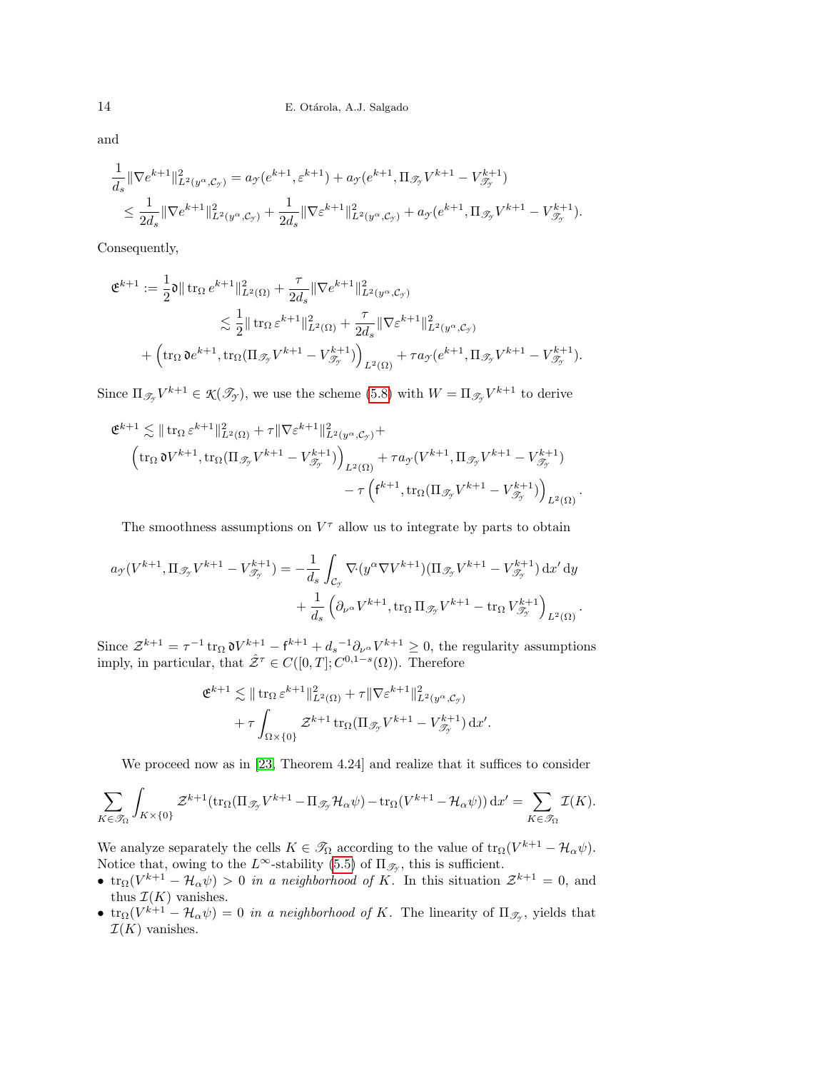and

$$
\begin{aligned}
\frac{1}{d_s}\|\nabla e^{k+1}\|^2_{L^2(y^\alpha,\mathcal{C}_\mathcal{Y})} &= a_\mathcal{Y}(e^{k+1},\varepsilon^{k+1}) + a_\mathcal{Y}(e^{k+1},\Pi_{\mathscr{T}_\mathcal{Y}}V^{k+1} - V^{k+1}_{\mathscr{T}_\mathcal{Y}}) \\
&\leq \frac{1}{2d_s}\|\nabla e^{k+1}\|^2_{L^2(y^\alpha,\mathcal{C}_\mathcal{Y})} + \frac{1}{2d_s}\|\nabla \varepsilon^{k+1}\|^2_{L^2(y^\alpha,\mathcal{C}_\mathcal{Y})} + a_\mathcal{Y}(e^{k+1},\Pi_{\mathscr{T}_\mathcal{Y}}V^{k+1} - V^{k+1}_{\mathscr{T}_\mathcal{Y}}).
\end{aligned}
$$

Consequently,

$$
\begin{aligned}
\mathfrak{E}^{k+1} := \frac{1}{2}\mathfrak{d}\|\operatorname{tr}_\Omega e^{k+1}\|^2_{L^2(\Omega)} + \frac{\tau}{2d_s}\|\nabla e^{k+1}\|^2_{L^2(y^\alpha,\mathcal{C}_\mathcal{Y})} \\
\lesssim \frac{1}{2}\|\operatorname{tr}_\Omega \varepsilon^{k+1}\|^2_{L^2(\Omega)} + \frac{\tau}{2d_s}\|\nabla \varepsilon^{k+1}\|^2_{L^2(y^\alpha,\mathcal{C}_\mathcal{Y})} \\
+ \left(\operatorname{tr}_\Omega \mathfrak{d}e^{k+1}, \operatorname{tr}_\Omega(\Pi_{\mathscr{T}_\mathcal{Y}}V^{k+1} - V^{k+1}_{\mathscr{T}_\mathcal{Y}})\right)_{L^2(\Omega)} + \tau a_\mathcal{Y}(e^{k+1},\Pi_{\mathscr{T}_\mathcal{Y}}V^{k+1} - V^{k+1}_{\mathscr{T}_\mathcal{Y}}).
\end{aligned}
$$

Since $\Pi_{\mathscr{T}_\mathcal{Y}}V^{k+1} \in \mathcal{K}(\mathscr{T}_\mathcal{Y})$, we use the scheme (5.8) with $W = \Pi_{\mathscr{T}_\mathcal{Y}}V^{k+1}$ to derive

$$
\begin{aligned}
\mathfrak{E}^{k+1} \lesssim \|\operatorname{tr}_\Omega \varepsilon^{k+1}\|^2_{L^2(\Omega)} + \tau\|\nabla \varepsilon^{k+1}\|^2_{L^2(y^\alpha,\mathcal{C}_\mathcal{Y})} + \\
\left(\operatorname{tr}_\Omega \mathfrak{d}V^{k+1}, \operatorname{tr}_\Omega(\Pi_{\mathscr{T}_\mathcal{Y}}V^{k+1} - V^{k+1}_{\mathscr{T}_\mathcal{Y}})\right)_{L^2(\Omega)} + \tau a_\mathcal{Y}(V^{k+1},\Pi_{\mathscr{T}_\mathcal{Y}}V^{k+1} - V^{k+1}_{\mathscr{T}_\mathcal{Y}}) \\
- \tau\left(\mathsf{f}^{k+1}, \operatorname{tr}_\Omega(\Pi_{\mathscr{T}_\mathcal{Y}}V^{k+1} - V^{k+1}_{\mathscr{T}_\mathcal{Y}})\right)_{L^2(\Omega)}.
\end{aligned}
$$

The smoothness assumptions on $V^\tau$ allow us to integrate by parts to obtain

$$
\begin{aligned}
a_\mathcal{Y}(V^{k+1},\Pi_{\mathscr{T}_\mathcal{Y}}V^{k+1} - V^{k+1}_{\mathscr{T}_\mathcal{Y}}) = -\frac{1}{d_s}\int_{\mathcal{C}_\mathcal{Y}} \nabla\cdot(y^\alpha \nabla V^{k+1})(\Pi_{\mathscr{T}_\mathcal{Y}}V^{k+1} - V^{k+1}_{\mathscr{T}_\mathcal{Y}})\,\mathrm{d}x'\,\mathrm{d}y \\
+ \frac{1}{d_s}\left(\partial_{\nu^\alpha}V^{k+1}, \operatorname{tr}_\Omega \Pi_{\mathscr{T}_\mathcal{Y}}V^{k+1} - \operatorname{tr}_\Omega V^{k+1}_{\mathscr{T}_\mathcal{Y}}\right)_{L^2(\Omega)}.
\end{aligned}
$$

Since $\mathcal{Z}^{k+1} = \tau^{-1}\operatorname{tr}_\Omega \mathfrak{d}V^{k+1} - \mathsf{f}^{k+1} + {d_s}^{-1}\partial_{\nu^\alpha}V^{k+1} \geq 0$, the regularity assumptions imply, in particular, that $\hat{\mathcal{Z}}^\tau \in C([0,T];C^{0,1-s}(\Omega))$. Therefore

$$
\begin{aligned}
\mathfrak{E}^{k+1} \lesssim \|\operatorname{tr}_\Omega \varepsilon^{k+1}\|^2_{L^2(\Omega)} + \tau\|\nabla \varepsilon^{k+1}\|^2_{L^2(y^\alpha,\mathcal{C}_\mathcal{Y})} \\
+ \tau\int_{\Omega\times\{0\}} \mathcal{Z}^{k+1}\operatorname{tr}_\Omega(\Pi_{\mathscr{T}_\mathcal{Y}}V^{k+1} - V^{k+1}_{\mathscr{T}_\mathcal{Y}})\,\mathrm{d}x'.
\end{aligned}
$$

We proceed now as in [23, Theorem 4.24] and realize that it suffices to consider

$$
\sum_{K\in\mathscr{T}_\Omega}\int_{K\times\{0\}} \mathcal{Z}^{k+1}(\operatorname{tr}_\Omega(\Pi_{\mathscr{T}_\mathcal{Y}}V^{k+1} - \Pi_{\mathscr{T}_\mathcal{Y}}\mathcal{H}_\alpha\psi) - \operatorname{tr}_\Omega(V^{k+1} - \mathcal{H}_\alpha\psi))\,\mathrm{d}x' = \sum_{K\in\mathscr{T}_\Omega}\mathcal{I}(K).
$$

We analyze separately the cells $K \in \mathscr{T}_\Omega$ according to the value of $\operatorname{tr}_\Omega(V^{k+1} - \mathcal{H}_\alpha\psi)$. Notice that, owing to the $L^\infty$-stability (5.5) of $\Pi_{\mathscr{T}_\mathcal{Y}}$, this is sufficient.

- $\operatorname{tr}_\Omega(V^{k+1} - \mathcal{H}_\alpha\psi) > 0$ *in a neighborhood of* $K$. In this situation $\mathcal{Z}^{k+1} = 0$, and thus $\mathcal{I}(K)$ vanishes.
- $\operatorname{tr}_\Omega(V^{k+1} - \mathcal{H}_\alpha\psi) = 0$ *in a neighborhood of* $K$. The linearity of $\Pi_{\mathscr{T}_\mathcal{Y}}$, yields that $\mathcal{I}(K)$ vanishes.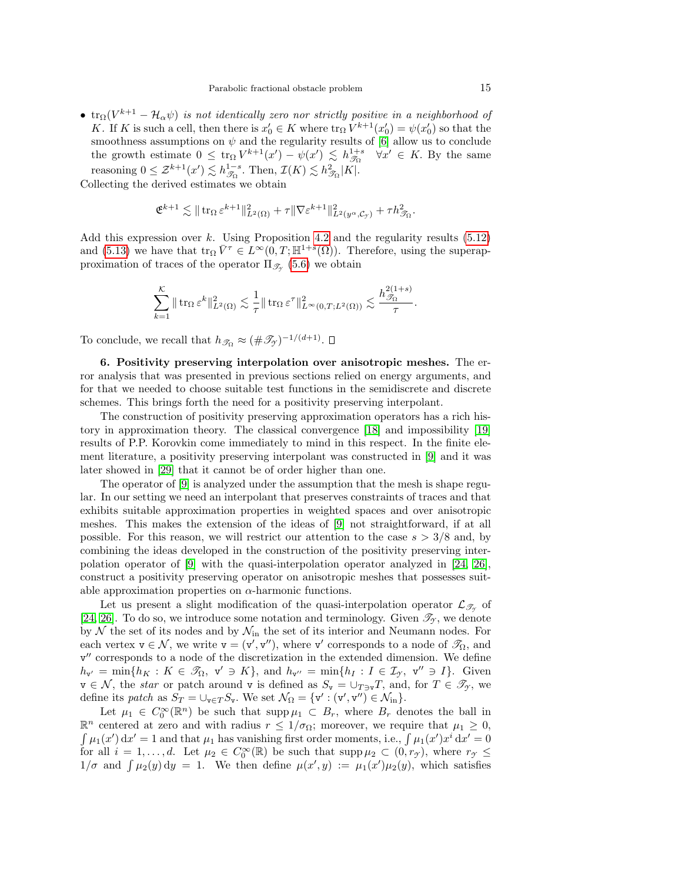- $\operatorname{tr}_\Omega(V^{k+1} - \mathcal{H}_\alpha \psi)$ *is not identically zero nor strictly positive in a neighborhood of* $K$. If $K$ is such a cell, then there is $x_0' \in K$ where $\operatorname{tr}_\Omega V^{k+1}(x_0') = \psi(x_0')$ so that the smoothness assumptions on $\psi$ and the regularity results of [6] allow us to conclude the growth estimate $0 \leq \operatorname{tr}_\Omega V^{k+1}(x') - \psi(x') \lesssim h_{\mathscr{T}_\Omega}^{1+s} \quad \forall x' \in K$. By the same reasoning $0 \leq \mathcal{Z}^{k+1}(x') \lesssim h_{\mathscr{T}_\Omega}^{1-s}$. Then, $\mathcal{I}(K) \lesssim h_{\mathscr{T}_\Omega}^2 |K|$.

Collecting the derived estimates we obtain

$$\mathfrak{E}^{k+1} \lesssim \| \operatorname{tr}_\Omega \varepsilon^{k+1} \|_{L^2(\Omega)}^2 + \tau \| \nabla \varepsilon^{k+1} \|_{L^2(y^\alpha, \mathcal{C}_\mathscr{Y})}^2 + \tau h_{\mathscr{T}_\Omega}^2.$$

Add this expression over $k$. Using Proposition 4.2 and the regularity results (5.12) and (5.13) we have that $\operatorname{tr}_\Omega \bar{V}^\tau \in L^\infty(0,T;\mathbb{H}^{1+s}(\Omega))$. Therefore, using the superapproximation of traces of the operator $\Pi_{\mathscr{T}_\mathscr{Y}}$ (5.6) we obtain

$$\sum_{k=1}^{\mathcal{K}} \| \operatorname{tr}_\Omega \varepsilon^k \|_{L^2(\Omega)}^2 \lesssim \frac{1}{\tau} \| \operatorname{tr}_\Omega \varepsilon^\tau \|_{L^\infty(0,T;L^2(\Omega))}^2 \lesssim \frac{h_{\mathscr{T}_\Omega}^{2(1+s)}}{\tau}.$$

To conclude, we recall that $h_{\mathscr{T}_\Omega} \approx (\#\mathscr{T}_\mathscr{Y})^{-1/(d+1)}$. $\square$

**6. Positivity preserving interpolation over anisotropic meshes.** The error analysis that was presented in previous sections relied on energy arguments, and for that we needed to choose suitable test functions in the semidiscrete and discrete schemes. This brings forth the need for a positivity preserving interpolant.

The construction of positivity preserving approximation operators has a rich history in approximation theory. The classical convergence [18] and impossibility [19] results of P.P. Korovkin come immediately to mind in this respect. In the finite element literature, a positivity preserving interpolant was constructed in [9] and it was later showed in [29] that it cannot be of order higher than one.

The operator of [9] is analyzed under the assumption that the mesh is shape regular. In our setting we need an interpolant that preserves constraints of traces and that exhibits suitable approximation properties in weighted spaces and over anisotropic meshes. This makes the extension of the ideas of [9] not straightforward, if at all possible. For this reason, we will restrict our attention to the case $s > 3/8$ and, by combining the ideas developed in the construction of the positivity preserving interpolation operator of [9] with the quasi-interpolation operator analyzed in [24, 26], construct a positivity preserving operator on anisotropic meshes that possesses suitable approximation properties on $\alpha$-harmonic functions.

Let us present a slight modification of the quasi-interpolation operator $\mathcal{L}_{\mathscr{T}_\mathscr{Y}}$ of [24, 26]. To do so, we introduce some notation and terminology. Given $\mathscr{T}_\mathscr{Y}$, we denote by $\mathcal{N}$ the set of its nodes and by $\mathcal{N}_{\text{in}}$ the set of its interior and Neumann nodes. For each vertex $\mathtt{v} \in \mathcal{N}$, we write $\mathtt{v} = (\mathtt{v}', \mathtt{v}'')$, where $\mathtt{v}'$ corresponds to a node of $\mathscr{T}_\Omega$, and $\mathtt{v}''$ corresponds to a node of the discretization in the extended dimension. We define $h_{\mathtt{v}'} = \min\{h_K : K \in \mathscr{T}_\Omega,\ \mathtt{v}' \ni K\}$, and $h_{\mathtt{v}''} = \min\{h_I : I \in \mathcal{I}_\mathscr{Y},\ \mathtt{v}'' \ni I\}$. Given $\mathtt{v} \in \mathcal{N}$, the *star* or patch around $\mathtt{v}$ is defined as $S_\mathtt{v} = \cup_{T \ni \mathtt{v}} T$, and, for $T \in \mathscr{T}_\mathscr{Y}$, we define its *patch* as $S_T = \cup_{\mathtt{v} \in T} S_\mathtt{v}$. We set $\mathcal{N}_\Omega = \{\mathtt{v}' : (\mathtt{v}', \mathtt{v}'') \in \mathcal{N}_{\text{in}}\}$.

Let $\mu_1 \in C_0^\infty(\mathbb{R}^n)$ be such that $\operatorname{supp} \mu_1 \subset B_r$, where $B_r$ denotes the ball in $\mathbb{R}^n$ centered at zero and with radius $r \leq 1/\sigma_\Omega$; moreover, we require that $\mu_1 \geq 0$, $\int \mu_1(x') \, \mathrm{d}x' = 1$ and that $\mu_1$ has vanishing first order moments, i.e., $\int \mu_1(x') x^i \, \mathrm{d}x' = 0$ for all $i = 1, \dots, d$. Let $\mu_2 \in C_0^\infty(\mathbb{R})$ be such that $\operatorname{supp} \mu_2 \subset (0, r_\mathscr{Y})$, where $r_\mathscr{Y} \leq 1/\sigma$ and $\int \mu_2(y) \, \mathrm{d}y = 1$. We then define $\mu(x', y) := \mu_1(x')\mu_2(y)$, which satisfies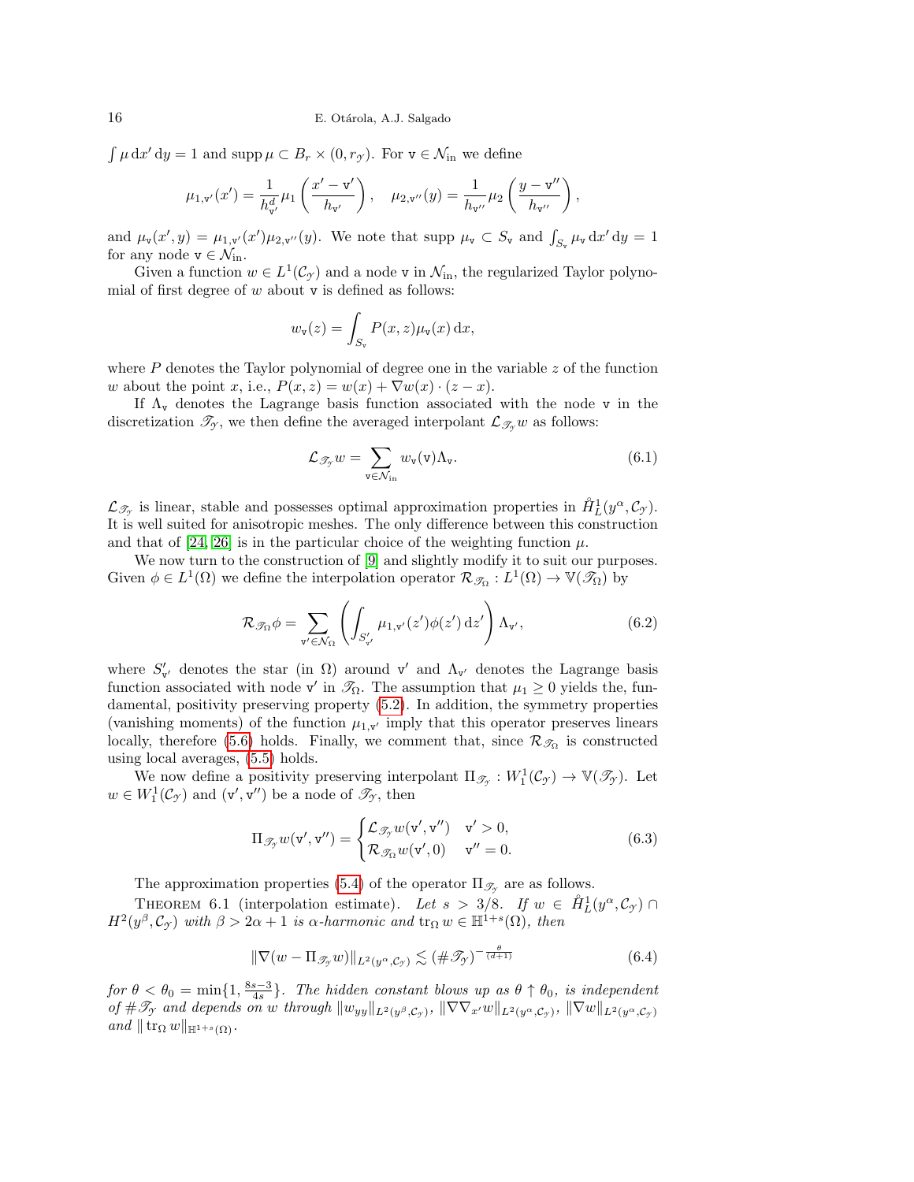$\int \mu \,\mathrm{d}x' \,\mathrm{d}y = 1$ and $\operatorname{supp} \mu \subset B_r \times (0, r_{\mathscr{Y}})$. For $\mathtt{v} \in \mathcal{N}_{\mathrm{in}}$ we define

$$\mu_{1,\mathtt{v}'}(x') = \frac{1}{h_{\mathtt{v}'}^d} \mu_1 \left( \frac{x' - \mathtt{v}'}{h_{\mathtt{v}'}} \right), \quad \mu_{2,\mathtt{v}''}(y) = \frac{1}{h_{\mathtt{v}''}} \mu_2 \left( \frac{y - \mathtt{v}''}{h_{\mathtt{v}''}} \right),$$

and $\mu_{\mathtt{v}}(x', y) = \mu_{1,\mathtt{v}'}(x')\mu_{2,\mathtt{v}''}(y)$. We note that $\operatorname{supp} \mu_{\mathtt{v}} \subset S_{\mathtt{v}}$ and $\int_{S_{\mathtt{v}}} \mu_{\mathtt{v}} \,\mathrm{d}x' \,\mathrm{d}y = 1$ for any node $\mathtt{v} \in \mathcal{N}_{\mathrm{in}}$.

Given a function $w \in L^1(\mathcal{C}_{\mathscr{Y}})$ and a node $\mathtt{v}$ in $\mathcal{N}_{\mathrm{in}}$, the regularized Taylor polynomial of first degree of $w$ about $\mathtt{v}$ is defined as follows:

$$w_{\mathtt{v}}(z) = \int_{S_{\mathtt{v}}} P(x, z) \mu_{\mathtt{v}}(x) \,\mathrm{d}x,$$

where $P$ denotes the Taylor polynomial of degree one in the variable $z$ of the function $w$ about the point $x$, i.e., $P(x, z) = w(x) + \nabla w(x) \cdot (z - x)$.

If $\Lambda_{\mathtt{v}}$ denotes the Lagrange basis function associated with the node $\mathtt{v}$ in the discretization $\mathscr{T}_{\mathscr{Y}}$, we then define the averaged interpolant $\mathcal{L}_{\mathscr{T}_{\mathscr{Y}}} w$ as follows:

$$\mathcal{L}_{\mathscr{T}_{\mathscr{Y}}} w = \sum_{\mathtt{v} \in \mathcal{N}_{\mathrm{in}}} w_{\mathtt{v}}(\mathtt{v}) \Lambda_{\mathtt{v}}. \tag{6.1}$$

$\mathcal{L}_{\mathscr{T}_{\mathscr{Y}}}$ is linear, stable and possesses optimal approximation properties in $\mathring{H}^1_L(y^\alpha, \mathcal{C}_{\mathscr{Y}})$. It is well suited for anisotropic meshes. The only difference between this construction and that of [24, 26] is in the particular choice of the weighting function $\mu$.

We now turn to the construction of [9] and slightly modify it to suit our purposes. Given $\phi \in L^1(\Omega)$ we define the interpolation operator $\mathcal{R}_{\mathscr{T}_\Omega} : L^1(\Omega) \to \mathbb{V}(\mathscr{T}_\Omega)$ by

$$\mathcal{R}_{\mathscr{T}_\Omega} \phi = \sum_{\mathtt{v}' \in \mathcal{N}_\Omega} \left( \int_{S'_{\mathtt{v}'}} \mu_{1,\mathtt{v}'}(z') \phi(z') \,\mathrm{d}z' \right) \Lambda_{\mathtt{v}'}, \tag{6.2}$$

where $S'_{\mathtt{v}'}$ denotes the star (in $\Omega$) around $\mathtt{v}'$ and $\Lambda_{\mathtt{v}'}$ denotes the Lagrange basis function associated with node $\mathtt{v}'$ in $\mathscr{T}_\Omega$. The assumption that $\mu_1 \geq 0$ yields the, fundamental, positivity preserving property (5.2). In addition, the symmetry properties (vanishing moments) of the function $\mu_{1,\mathtt{v}'}$ imply that this operator preserves linears locally, therefore (5.6) holds. Finally, we comment that, since $\mathcal{R}_{\mathscr{T}_\Omega}$ is constructed using local averages, (5.5) holds.

We now define a positivity preserving interpolant $\Pi_{\mathscr{T}_{\mathscr{Y}}} : W^1_1(\mathcal{C}_{\mathscr{Y}}) \to \mathbb{V}(\mathscr{T}_{\mathscr{Y}})$. Let $w \in W^1_1(\mathcal{C}_{\mathscr{Y}})$ and $(\mathtt{v}', \mathtt{v}'')$ be a node of $\mathscr{T}_{\mathscr{Y}}$, then

$$\Pi_{\mathscr{T}_{\mathscr{Y}}} w(\mathtt{v}', \mathtt{v}'') = \begin{cases} \mathcal{L}_{\mathscr{T}_{\mathscr{Y}}} w(\mathtt{v}', \mathtt{v}'') & \mathtt{v}' > 0, \\ \mathcal{R}_{\mathscr{T}_\Omega} w(\mathtt{v}', 0) & \mathtt{v}'' = 0. \end{cases} \tag{6.3}$$

The approximation properties (5.4) of the operator $\Pi_{\mathscr{T}_{\mathscr{Y}}}$ are as follows.

THEOREM 6.1 (interpolation estimate). *Let $s > 3/8$. If $w \in \mathring{H}^1_L(y^\alpha, \mathcal{C}_{\mathscr{Y}}) \cap H^2(y^\beta, \mathcal{C}_{\mathscr{Y}})$ with $\beta > 2\alpha + 1$ is $\alpha$-harmonic and $\operatorname{tr}_\Omega w \in \mathbb{H}^{1+s}(\Omega)$, then*

$$\|\nabla(w - \Pi_{\mathscr{T}_{\mathscr{Y}}} w)\|_{L^2(y^\alpha, \mathcal{C}_{\mathscr{Y}})} \lesssim (\#\mathscr{T}_{\mathscr{Y}})^{-\frac{\theta}{(d+1)}} \tag{6.4}$$

*for $\theta < \theta_0 = \min\{1, \frac{8s-3}{4s}\}$. The hidden constant blows up as $\theta \uparrow \theta_0$, is independent of $\#\mathscr{T}_{\mathscr{Y}}$ and depends on $w$ through $\|w_{yy}\|_{L^2(y^\beta, \mathcal{C}_{\mathscr{Y}})}$, $\|\nabla\nabla_{x'} w\|_{L^2(y^\alpha, \mathcal{C}_{\mathscr{Y}})}$, $\|\nabla w\|_{L^2(y^\alpha, \mathcal{C}_{\mathscr{Y}})}$ and $\|\operatorname{tr}_\Omega w\|_{\mathbb{H}^{1+s}(\Omega)}$.*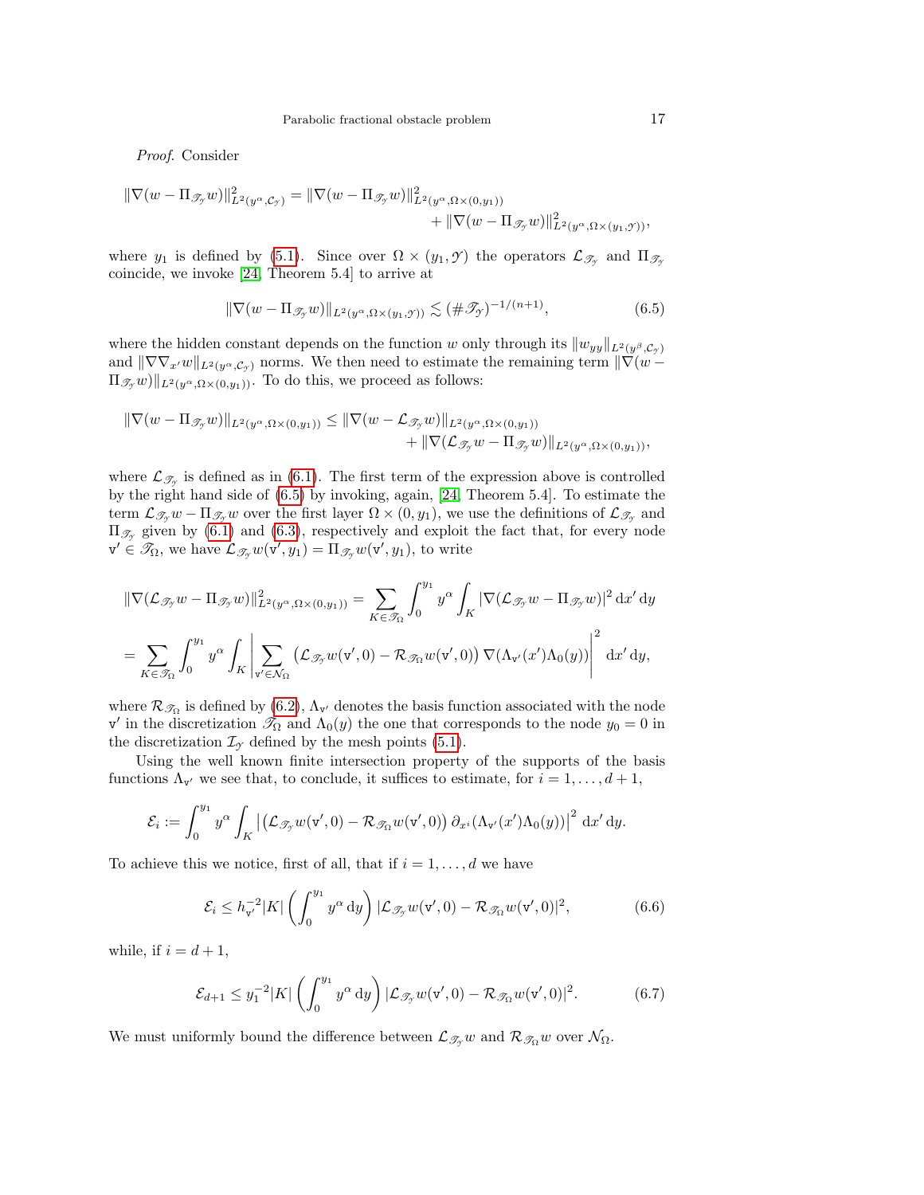*Proof.* Consider

$$\|\nabla(w - \Pi_{\mathscr{T}_\mathcal{Y}} w)\|^2_{L^2(y^\alpha,\mathcal{C}_\mathcal{Y})} = \|\nabla(w - \Pi_{\mathscr{T}_\mathcal{Y}} w)\|^2_{L^2(y^\alpha,\Omega\times(0,y_1))} + \|\nabla(w - \Pi_{\mathscr{T}_\mathcal{Y}} w)\|^2_{L^2(y^\alpha,\Omega\times(y_1,\mathcal{Y}))},$$

where $y_1$ is defined by (5.1). Since over $\Omega \times (y_1, \mathcal{Y})$ the operators $\mathcal{L}_{\mathscr{T}_\mathcal{Y}}$ and $\Pi_{\mathscr{T}_\mathcal{Y}}$ coincide, we invoke [24, Theorem 5.4] to arrive at

$$\|\nabla(w - \Pi_{\mathscr{T}_\mathcal{Y}} w)\|_{L^2(y^\alpha,\Omega\times(y_1,\mathcal{Y}))} \lesssim (\#\mathscr{T}_\mathcal{Y})^{-1/(n+1)}, \tag{6.5}$$

where the hidden constant depends on the function $w$ only through its $\|w_{yy}\|_{L^2(y^\beta,\mathcal{C}_\mathcal{Y})}$ and $\|\nabla\nabla_{x'} w\|_{L^2(y^\alpha,\mathcal{C}_\mathcal{Y})}$ norms. We then need to estimate the remaining term $\|\nabla(w - \Pi_{\mathscr{T}_\mathcal{Y}} w)\|_{L^2(y^\alpha,\Omega\times(0,y_1))}$. To do this, we proceed as follows:

$$\|\nabla(w - \Pi_{\mathscr{T}_\mathcal{Y}} w)\|_{L^2(y^\alpha,\Omega\times(0,y_1))} \leq \|\nabla(w - \mathcal{L}_{\mathscr{T}_\mathcal{Y}} w)\|_{L^2(y^\alpha,\Omega\times(0,y_1))} + \|\nabla(\mathcal{L}_{\mathscr{T}_\mathcal{Y}} w - \Pi_{\mathscr{T}_\mathcal{Y}} w)\|_{L^2(y^\alpha,\Omega\times(0,y_1))},$$

where $\mathcal{L}_{\mathscr{T}_\mathcal{Y}}$ is defined as in (6.1). The first term of the expression above is controlled by the right hand side of (6.5) by invoking, again, [24, Theorem 5.4]. To estimate the term $\mathcal{L}_{\mathscr{T}_\mathcal{Y}} w - \Pi_{\mathscr{T}_\mathcal{Y}} w$ over the first layer $\Omega \times (0, y_1)$, we use the definitions of $\mathcal{L}_{\mathscr{T}_\mathcal{Y}}$ and $\Pi_{\mathscr{T}_\mathcal{Y}}$ given by (6.1) and (6.3), respectively and exploit the fact that, for every node $\mathtt{v}' \in \mathscr{T}_\Omega$, we have $\mathcal{L}_{\mathscr{T}_\mathcal{Y}} w(\mathtt{v}', y_1) = \Pi_{\mathscr{T}_\mathcal{Y}} w(\mathtt{v}', y_1)$, to write

$$\|\nabla(\mathcal{L}_{\mathscr{T}_\mathcal{Y}} w - \Pi_{\mathscr{T}_\mathcal{Y}} w)\|^2_{L^2(y^\alpha,\Omega\times(0,y_1))} = \sum_{K\in\mathscr{T}_\Omega} \int_0^{y_1} y^\alpha \int_K |\nabla(\mathcal{L}_{\mathscr{T}_\mathcal{Y}} w - \Pi_{\mathscr{T}_\mathcal{Y}} w)|^2 \,\mathrm{d}x' \,\mathrm{d}y$$

$$= \sum_{K\in\mathscr{T}_\Omega} \int_0^{y_1} y^\alpha \int_K \left| \sum_{\mathtt{v}'\in\mathcal{N}_\Omega} \left(\mathcal{L}_{\mathscr{T}_\mathcal{Y}} w(\mathtt{v}', 0) - \mathcal{R}_{\mathscr{T}_\Omega} w(\mathtt{v}', 0)\right) \nabla(\Lambda_{\mathtt{v}'}(x')\Lambda_0(y)) \right|^2 \,\mathrm{d}x' \,\mathrm{d}y,$$

where $\mathcal{R}_{\mathscr{T}_\Omega}$ is defined by (6.2), $\Lambda_{\mathtt{v}'}$ denotes the basis function associated with the node $\mathtt{v}'$ in the discretization $\mathscr{T}_\Omega$ and $\Lambda_0(y)$ the one that corresponds to the node $y_0 = 0$ in the discretization $\mathcal{I}_\mathcal{Y}$ defined by the mesh points (5.1).

Using the well known finite intersection property of the supports of the basis functions $\Lambda_{\mathtt{v}'}$ we see that, to conclude, it suffices to estimate, for $i = 1, \dots, d+1$,

$$\mathcal{E}_i := \int_0^{y_1} y^\alpha \int_K \left| \left(\mathcal{L}_{\mathscr{T}_\mathcal{Y}} w(\mathtt{v}', 0) - \mathcal{R}_{\mathscr{T}_\Omega} w(\mathtt{v}', 0)\right) \partial_{x^i}(\Lambda_{\mathtt{v}'}(x')\Lambda_0(y)) \right|^2 \,\mathrm{d}x' \,\mathrm{d}y.$$

To achieve this we notice, first of all, that if $i = 1, \dots, d$ we have

$$\mathcal{E}_i \leq h_{\mathtt{v}'}^{-2} |K| \left( \int_0^{y_1} y^\alpha \,\mathrm{d}y \right) |\mathcal{L}_{\mathscr{T}_\mathcal{Y}} w(\mathtt{v}', 0) - \mathcal{R}_{\mathscr{T}_\Omega} w(\mathtt{v}', 0)|^2, \tag{6.6}$$

while, if $i = d+1$,

$$\mathcal{E}_{d+1} \leq y_1^{-2} |K| \left( \int_0^{y_1} y^\alpha \,\mathrm{d}y \right) |\mathcal{L}_{\mathscr{T}_\mathcal{Y}} w(\mathtt{v}', 0) - \mathcal{R}_{\mathscr{T}_\Omega} w(\mathtt{v}', 0)|^2. \tag{6.7}$$

We must uniformly bound the difference between $\mathcal{L}_{\mathscr{T}_\mathcal{Y}} w$ and $\mathcal{R}_{\mathscr{T}_\Omega} w$ over $\mathcal{N}_\Omega$.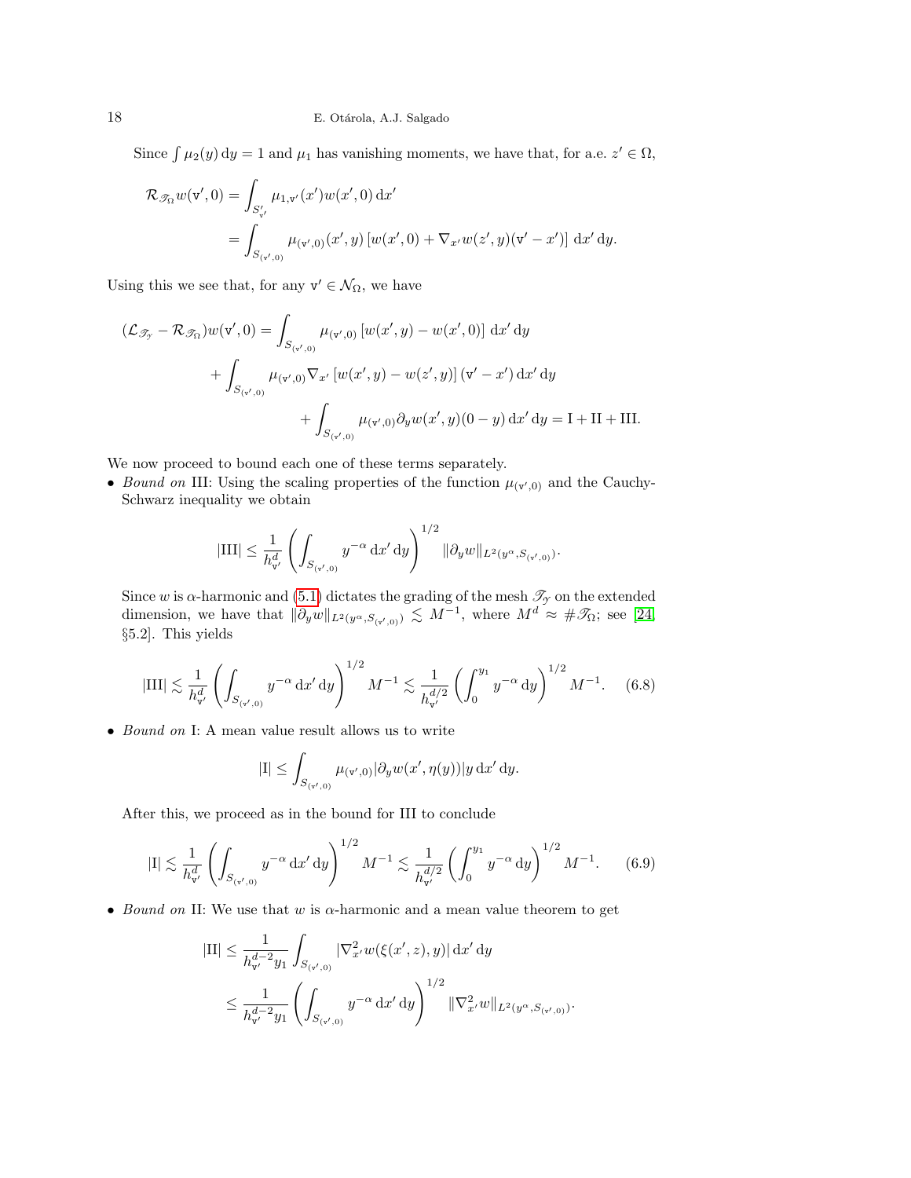Since $\int \mu_2(y)\,\mathrm{d}y = 1$ and $\mu_1$ has vanishing moments, we have that, for a.e. $z' \in \Omega$,

$$
\begin{aligned}
\mathcal{R}_{\mathscr{T}_\Omega} w(\mathtt{v}', 0) &= \int_{S'_{\mathtt{v}'}} \mu_{1,\mathtt{v}'}(x') w(x', 0)\,\mathrm{d}x' \\
&= \int_{S_{(\mathtt{v}',0)}} \mu_{(\mathtt{v}',0)}(x', y)\left[w(x', 0) + \nabla_{x'} w(z', y)(\mathtt{v}' - x')\right]\,\mathrm{d}x'\,\mathrm{d}y.
\end{aligned}
$$

Using this we see that, for any $\mathtt{v}' \in \mathcal{N}_\Omega$, we have

$$
\begin{aligned}
(\mathcal{L}_{\mathscr{T}_\mathscr{Y}} - \mathcal{R}_{\mathscr{T}_\Omega}) w(\mathtt{v}', 0) &= \int_{S_{(\mathtt{v}',0)}} \mu_{(\mathtt{v}',0)}\left[w(x', y) - w(x', 0)\right]\,\mathrm{d}x'\,\mathrm{d}y \\
&\quad + \int_{S_{(\mathtt{v}',0)}} \mu_{(\mathtt{v}',0)} \nabla_{x'}\left[w(x', y) - w(z', y)\right](\mathtt{v}' - x')\,\mathrm{d}x'\,\mathrm{d}y \\
&\qquad + \int_{S_{(\mathtt{v}',0)}} \mu_{(\mathtt{v}',0)} \partial_y w(x', y)(0 - y)\,\mathrm{d}x'\,\mathrm{d}y = \mathrm{I} + \mathrm{II} + \mathrm{III}.
\end{aligned}
$$

We now proceed to bound each one of these terms separately.

- *Bound on* III: Using the scaling properties of the function $\mu_{(\mathtt{v}',0)}$ and the Cauchy-Schwarz inequality we obtain

$$
|\mathrm{III}| \leq \frac{1}{h_{\mathtt{v}'}^d}\left(\int_{S_{(\mathtt{v}',0)}} y^{-\alpha}\,\mathrm{d}x'\,\mathrm{d}y\right)^{1/2} \|\partial_y w\|_{L^2(y^\alpha, S_{(\mathtt{v}',0)})}.
$$

  Since $w$ is $\alpha$-harmonic and (5.1) dictates the grading of the mesh $\mathscr{T}_\mathscr{Y}$ on the extended dimension, we have that $\|\partial_y w\|_{L^2(y^\alpha, S_{(\mathtt{v}',0)})} \lesssim M^{-1}$, where $M^d \approx \#\mathscr{T}_\Omega$; see [24, §5.2]. This yields

$$
|\mathrm{III}| \lesssim \frac{1}{h_{\mathtt{v}'}^d}\left(\int_{S_{(\mathtt{v}',0)}} y^{-\alpha}\,\mathrm{d}x'\,\mathrm{d}y\right)^{1/2} M^{-1} \lesssim \frac{1}{h_{\mathtt{v}'}^{d/2}}\left(\int_0^{y_1} y^{-\alpha}\,\mathrm{d}y\right)^{1/2} M^{-1}. \tag{6.8}
$$

- *Bound on* I: A mean value result allows us to write

$$
|\mathrm{I}| \leq \int_{S_{(\mathtt{v}',0)}} \mu_{(\mathtt{v}',0)} |\partial_y w(x', \eta(y))| y\,\mathrm{d}x'\,\mathrm{d}y.
$$

  After this, we proceed as in the bound for III to conclude

$$
|\mathrm{I}| \lesssim \frac{1}{h_{\mathtt{v}'}^d}\left(\int_{S_{(\mathtt{v}',0)}} y^{-\alpha}\,\mathrm{d}x'\,\mathrm{d}y\right)^{1/2} M^{-1} \lesssim \frac{1}{h_{\mathtt{v}'}^{d/2}}\left(\int_0^{y_1} y^{-\alpha}\,\mathrm{d}y\right)^{1/2} M^{-1}. \tag{6.9}
$$

- *Bound on* II: We use that $w$ is $\alpha$-harmonic and a mean value theorem to get

$$
\begin{aligned}
|\mathrm{II}| &\leq \frac{1}{h_{\mathtt{v}'}^{d-2} y_1} \int_{S_{(\mathtt{v}',0)}} |\nabla_{x'}^2 w(\xi(x', z), y)|\,\mathrm{d}x'\,\mathrm{d}y \\
&\leq \frac{1}{h_{\mathtt{v}'}^{d-2} y_1}\left(\int_{S_{(\mathtt{v}',0)}} y^{-\alpha}\,\mathrm{d}x'\,\mathrm{d}y\right)^{1/2} \|\nabla_{x'}^2 w\|_{L^2(y^\alpha, S_{(\mathtt{v}',0)})}.
\end{aligned}
$$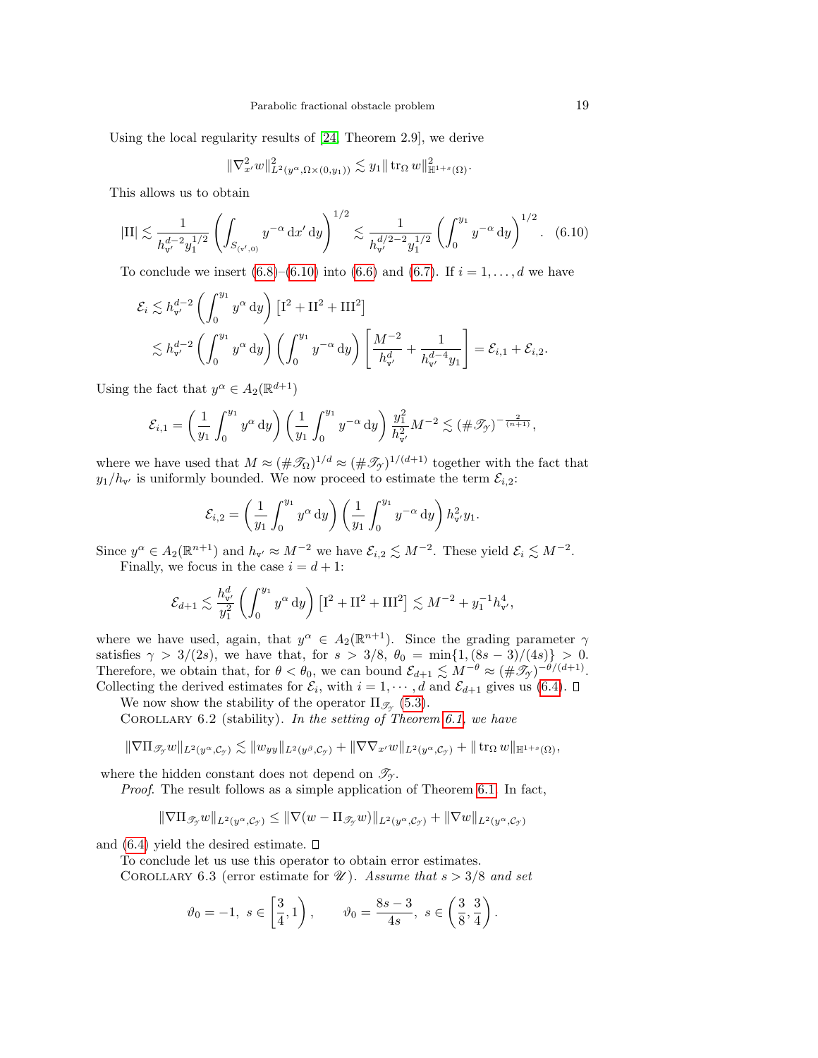Using the local regularity results of [24, Theorem 2.9], we derive

$$\|\nabla_{x'}^2 w\|^2_{L^2(y^\alpha,\Omega\times(0,y_1))} \lesssim y_1 \|\operatorname{tr}_\Omega w\|^2_{\mathbb{H}^{1+s}(\Omega)}.$$

This allows us to obtain

$$|\mathrm{II}| \lesssim \frac{1}{h_{\mathrm{v}'}^{d-2} y_1^{1/2}} \left( \int_{S_{(\mathrm{v}',0)}} y^{-\alpha} \,\mathrm{d}x' \,\mathrm{d}y \right)^{1/2} \lesssim \frac{1}{h_{\mathrm{v}'}^{d/2-2} y_1^{1/2}} \left( \int_0^{y_1} y^{-\alpha} \,\mathrm{d}y \right)^{1/2}. \quad (6.10)$$

To conclude we insert (6.8)–(6.10) into (6.6) and (6.7). If $i = 1, \dots, d$ we have

$$\begin{aligned}
\mathcal{E}_i &\lesssim h_{\mathrm{v}'}^{d-2} \left( \int_0^{y_1} y^\alpha \,\mathrm{d}y \right) \left[ \mathrm{I}^2 + \mathrm{II}^2 + \mathrm{III}^2 \right] \\
&\lesssim h_{\mathrm{v}'}^{d-2} \left( \int_0^{y_1} y^\alpha \,\mathrm{d}y \right) \left( \int_0^{y_1} y^{-\alpha} \,\mathrm{d}y \right) \left[ \frac{M^{-2}}{h_{\mathrm{v}'}^d} + \frac{1}{h_{\mathrm{v}'}^{d-4} y_1} \right] = \mathcal{E}_{i,1} + \mathcal{E}_{i,2}.
\end{aligned}$$

Using the fact that $y^\alpha \in A_2(\mathbb{R}^{d+1})$

$$\mathcal{E}_{i,1} = \left( \frac{1}{y_1} \int_0^{y_1} y^\alpha \,\mathrm{d}y \right) \left( \frac{1}{y_1} \int_0^{y_1} y^{-\alpha} \,\mathrm{d}y \right) \frac{y_1^2}{h_{\mathrm{v}'}^2} M^{-2} \lesssim (\#\mathscr{T}_\mathcal{Y})^{-\frac{2}{(n+1)}},$$

where we have used that $M \approx (\#\mathscr{T}_\Omega)^{1/d} \approx (\#\mathscr{T}_\mathcal{Y})^{1/(d+1)}$ together with the fact that $y_1/h_{\mathrm{v}'}$ is uniformly bounded. We now proceed to estimate the term $\mathcal{E}_{i,2}$:

$$\mathcal{E}_{i,2} = \left( \frac{1}{y_1} \int_0^{y_1} y^\alpha \,\mathrm{d}y \right) \left( \frac{1}{y_1} \int_0^{y_1} y^{-\alpha} \,\mathrm{d}y \right) h_{\mathrm{v}'}^2 y_1.$$

Since $y^\alpha \in A_2(\mathbb{R}^{n+1})$ and $h_{\mathrm{v}'} \approx M^{-2}$ we have $\mathcal{E}_{i,2} \lesssim M^{-2}$. These yield $\mathcal{E}_i \lesssim M^{-2}$.

Finally, we focus in the case $i = d+1$:

$$\mathcal{E}_{d+1} \lesssim \frac{h_{\mathrm{v}'}^d}{y_1^2} \left( \int_0^{y_1} y^\alpha \,\mathrm{d}y \right) \left[ \mathrm{I}^2 + \mathrm{II}^2 + \mathrm{III}^2 \right] \lesssim M^{-2} + y_1^{-1} h_{\mathrm{v}'}^4,$$

where we have used, again, that $y^\alpha \in A_2(\mathbb{R}^{n+1})$. Since the grading parameter $\gamma$ satisfies $\gamma > 3/(2s)$, we have that, for $s > 3/8$, $\theta_0 = \min\{1, (8s-3)/(4s)\} > 0$. Therefore, we obtain that, for $\theta < \theta_0$, we can bound $\mathcal{E}_{d+1} \lesssim M^{-\theta} \approx (\#\mathscr{T}_\mathcal{Y})^{-\theta/(d+1)}$. Collecting the derived estimates for $\mathcal{E}_i$, with $i = 1, \cdots, d$ and $\mathcal{E}_{d+1}$ gives us (6.4). □

We now show the stability of the operator $\Pi_{\mathscr{T}_\mathcal{Y}}$ (5.3).

Corollary 6.2 (stability). *In the setting of Theorem 6.1, we have*

$$\|\nabla \Pi_{\mathscr{T}_\mathcal{Y}} w\|_{L^2(y^\alpha,\mathcal{C}_\mathcal{Y})} \lesssim \|w_{yy}\|_{L^2(y^\beta,\mathcal{C}_\mathcal{Y})} + \|\nabla\nabla_{x'} w\|_{L^2(y^\alpha,\mathcal{C}_\mathcal{Y})} + \|\operatorname{tr}_\Omega w\|_{\mathbb{H}^{1+s}(\Omega)},$$

*where the hidden constant does not depend on* $\mathscr{T}_\mathcal{Y}$.

*Proof.* The result follows as a simple application of Theorem 6.1. In fact,

$$\|\nabla \Pi_{\mathscr{T}_\mathcal{Y}} w\|_{L^2(y^\alpha,\mathcal{C}_\mathcal{Y})} \leq \|\nabla(w - \Pi_{\mathscr{T}_\mathcal{Y}} w)\|_{L^2(y^\alpha,\mathcal{C}_\mathcal{Y})} + \|\nabla w\|_{L^2(y^\alpha,\mathcal{C}_\mathcal{Y})}$$

and (6.4) yield the desired estimate. □

To conclude let us use this operator to obtain error estimates.

Corollary 6.3 (error estimate for $\mathscr{U}$). *Assume that $s > 3/8$ and set*

$$\vartheta_0 = -1, \ s \in \left[\frac{3}{4}, 1\right), \qquad \vartheta_0 = \frac{8s-3}{4s}, \ s \in \left(\frac{3}{8}, \frac{3}{4}\right).$$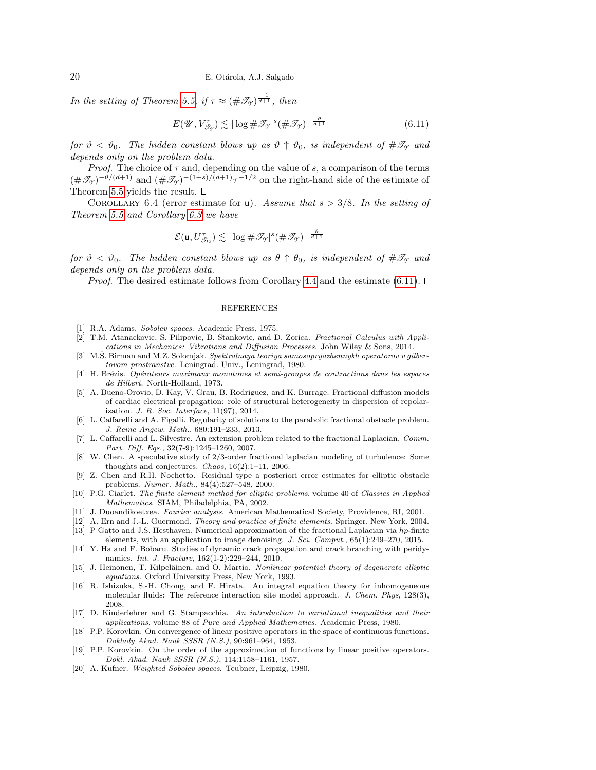*In the setting of Theorem 5.5, if $\tau \approx (\#\mathscr{T}_{\mathscr{Y}})^{\frac{-1}{d+1}}$, then*

$$E(\mathscr{U}, V_{\mathscr{T}_{\mathscr{Y}}}^{\tau}) \lesssim |\log \#\mathscr{T}_{\mathscr{Y}}|^{s} (\#\mathscr{T}_{\mathscr{Y}})^{-\frac{\vartheta}{d+1}} \tag{6.11}$$

*for $\vartheta < \vartheta_0$. The hidden constant blows up as $\vartheta \uparrow \vartheta_0$, is independent of $\#\mathscr{T}_{\mathscr{Y}}$ and depends only on the problem data.*

*Proof.* The choice of $\tau$ and, depending on the value of $s$, a comparison of the terms $(\#\mathscr{T}_{\mathscr{Y}})^{-\theta/(d+1)}$ and $(\#\mathscr{T}_{\mathscr{Y}})^{-(1+s)/(d+1)}\tau^{-1/2}$ on the right-hand side of the estimate of Theorem 5.5 yields the result. $\square$

Corollary 6.4 (error estimate for $\mathsf{u}$). *Assume that $s > 3/8$. In the setting of Theorem 5.5 and Corollary 6.3 we have*

$$\mathcal{E}(\mathsf{u}, U_{\mathscr{T}_{\Omega}}^{\tau}) \lesssim |\log \#\mathscr{T}_{\mathscr{Y}}|^{s} (\#\mathscr{T}_{\mathscr{Y}})^{-\frac{\vartheta}{d+1}}$$

*for $\vartheta < \vartheta_0$. The hidden constant blows up as $\theta \uparrow \theta_0$, is independent of $\#\mathscr{T}_{\mathscr{Y}}$ and depends only on the problem data.*

*Proof.* The desired estimate follows from Corollary 4.4 and the estimate (6.11). $\square$

## REFERENCES

[1] R.A. Adams. *Sobolev spaces*. Academic Press, 1975.

[2] T.M. Atanackovic, S. Pilipovic, B. Stankovic, and D. Zorica. *Fractional Calculus with Applications in Mechanics: Vibrations and Diffusion Processes*. John Wiley & Sons, 2014.

[3] M.Š. Birman and M.Z. Solomjak. *Spektralnaya teoriya samosopryazhennykh operatorov v gilbertovom prostranstve*. Leningrad. Univ., Leningrad, 1980.

[4] H. Brézis. *Opérateurs maximaux monotones et semi-groupes de contractions dans les espaces de Hilbert*. North-Holland, 1973.

[5] A. Bueno-Orovio, D. Kay, V. Grau, B. Rodriguez, and K. Burrage. Fractional diffusion models of cardiac electrical propagation: role of structural heterogeneity in dispersion of repolarization. *J. R. Soc. Interface*, 11(97), 2014.

[6] L. Caffarelli and A. Figalli. Regularity of solutions to the parabolic fractional obstacle problem. *J. Reine Angew. Math.*, 680:191–233, 2013.

[7] L. Caffarelli and L. Silvestre. An extension problem related to the fractional Laplacian. *Comm. Part. Diff. Eqs.*, 32(7-9):1245–1260, 2007.

[8] W. Chen. A speculative study of 2/3-order fractional laplacian modeling of turbulence: Some thoughts and conjectures. *Chaos*, 16(2):1–11, 2006.

[9] Z. Chen and R.H. Nochetto. Residual type a posteriori error estimates for elliptic obstacle problems. *Numer. Math.*, 84(4):527–548, 2000.

[10] P.G. Ciarlet. *The finite element method for elliptic problems*, volume 40 of *Classics in Applied Mathematics*. SIAM, Philadelphia, PA, 2002.

[11] J. Duoandikoetxea. *Fourier analysis*. American Mathematical Society, Providence, RI, 2001.

[12] A. Ern and J.-L. Guermond. *Theory and practice of finite elements*. Springer, New York, 2004.

[13] P Gatto and J.S. Hesthaven. Numerical approximation of the fractional Laplacian via *hp*-finite elements, with an application to image denoising. *J. Sci. Comput.*, 65(1):249–270, 2015.

[14] Y. Ha and F. Bobaru. Studies of dynamic crack propagation and crack branching with peridynamics. *Int. J. Fracture*, 162(1-2):229–244, 2010.

[15] J. Heinonen, T. Kilpeläinen, and O. Martio. *Nonlinear potential theory of degenerate elliptic equations*. Oxford University Press, New York, 1993.

[16] R. Ishizuka, S.-H. Chong, and F. Hirata. An integral equation theory for inhomogeneous molecular fluids: The reference interaction site model approach. *J. Chem. Phys*, 128(3), 2008.

[17] D. Kinderlehrer and G. Stampacchia. *An introduction to variational inequalities and their applications*, volume 88 of *Pure and Applied Mathematics*. Academic Press, 1980.

[18] P.P. Korovkin. On convergence of linear positive operators in the space of continuous functions. *Doklady Akad. Nauk SSSR (N.S.)*, 90:961–964, 1953.

[19] P.P. Korovkin. On the order of the approximation of functions by linear positive operators. *Dokl. Akad. Nauk SSSR (N.S.)*, 114:1158–1161, 1957.

[20] A. Kufner. *Weighted Sobolev spaces*. Teubner, Leipzig, 1980.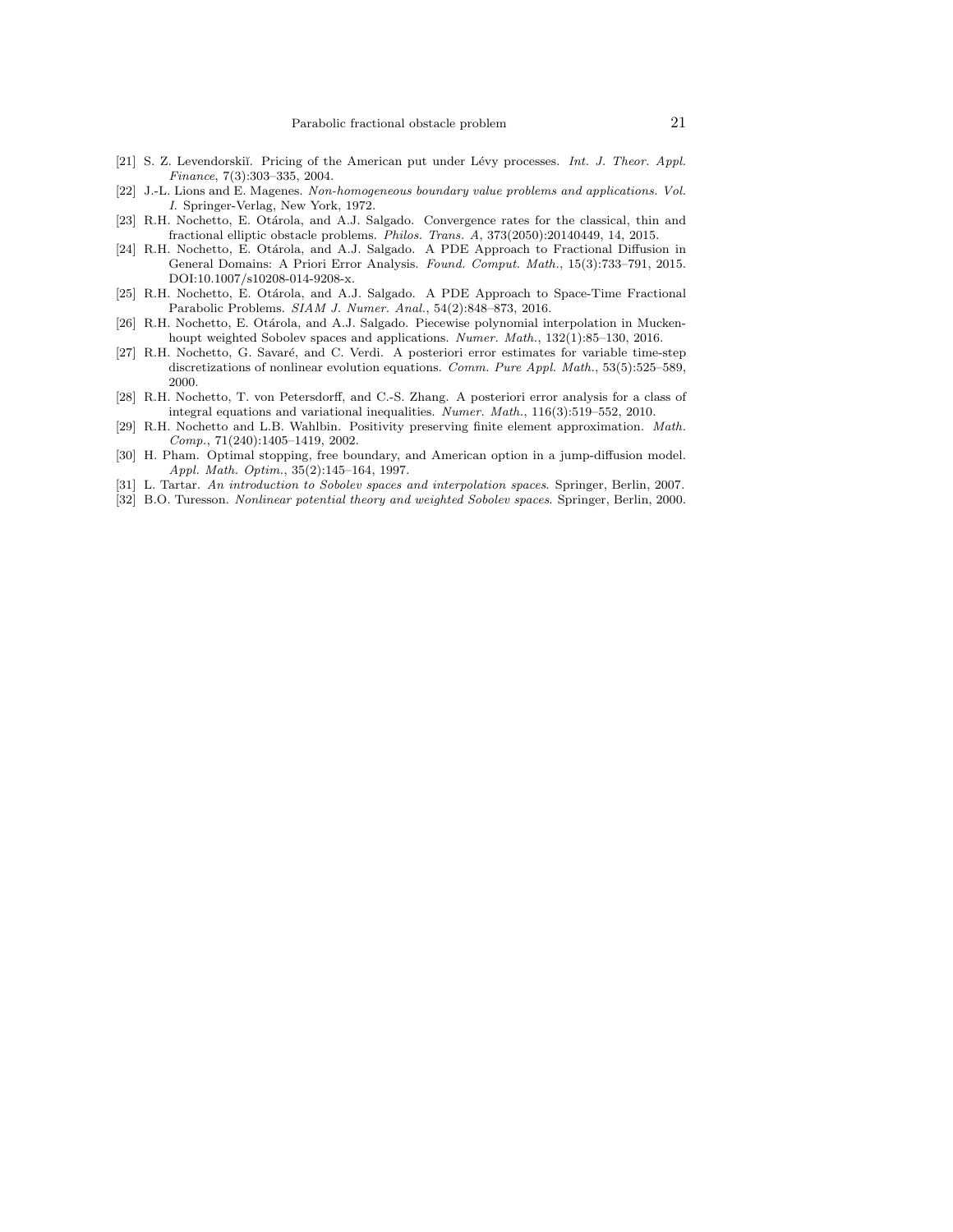[21] S. Z. Levendorskiĭ. Pricing of the American put under Lévy processes. *Int. J. Theor. Appl. Finance*, 7(3):303–335, 2004.

[22] J.-L. Lions and E. Magenes. *Non-homogeneous boundary value problems and applications. Vol. I.* Springer-Verlag, New York, 1972.

[23] R.H. Nochetto, E. Otárola, and A.J. Salgado. Convergence rates for the classical, thin and fractional elliptic obstacle problems. *Philos. Trans. A*, 373(2050):20140449, 14, 2015.

[24] R.H. Nochetto, E. Otárola, and A.J. Salgado. A PDE Approach to Fractional Diffusion in General Domains: A Priori Error Analysis. *Found. Comput. Math.*, 15(3):733–791, 2015. DOI:10.1007/s10208-014-9208-x.

[25] R.H. Nochetto, E. Otárola, and A.J. Salgado. A PDE Approach to Space-Time Fractional Parabolic Problems. *SIAM J. Numer. Anal.*, 54(2):848–873, 2016.

[26] R.H. Nochetto, E. Otárola, and A.J. Salgado. Piecewise polynomial interpolation in Muckenhoupt weighted Sobolev spaces and applications. *Numer. Math.*, 132(1):85–130, 2016.

[27] R.H. Nochetto, G. Savaré, and C. Verdi. A posteriori error estimates for variable time-step discretizations of nonlinear evolution equations. *Comm. Pure Appl. Math.*, 53(5):525–589, 2000.

[28] R.H. Nochetto, T. von Petersdorff, and C.-S. Zhang. A posteriori error analysis for a class of integral equations and variational inequalities. *Numer. Math.*, 116(3):519–552, 2010.

[29] R.H. Nochetto and L.B. Wahlbin. Positivity preserving finite element approximation. *Math. Comp.*, 71(240):1405–1419, 2002.

[30] H. Pham. Optimal stopping, free boundary, and American option in a jump-diffusion model. *Appl. Math. Optim.*, 35(2):145–164, 1997.

[31] L. Tartar. *An introduction to Sobolev spaces and interpolation spaces.* Springer, Berlin, 2007.

[32] B.O. Turesson. *Nonlinear potential theory and weighted Sobolev spaces.* Springer, Berlin, 2000.